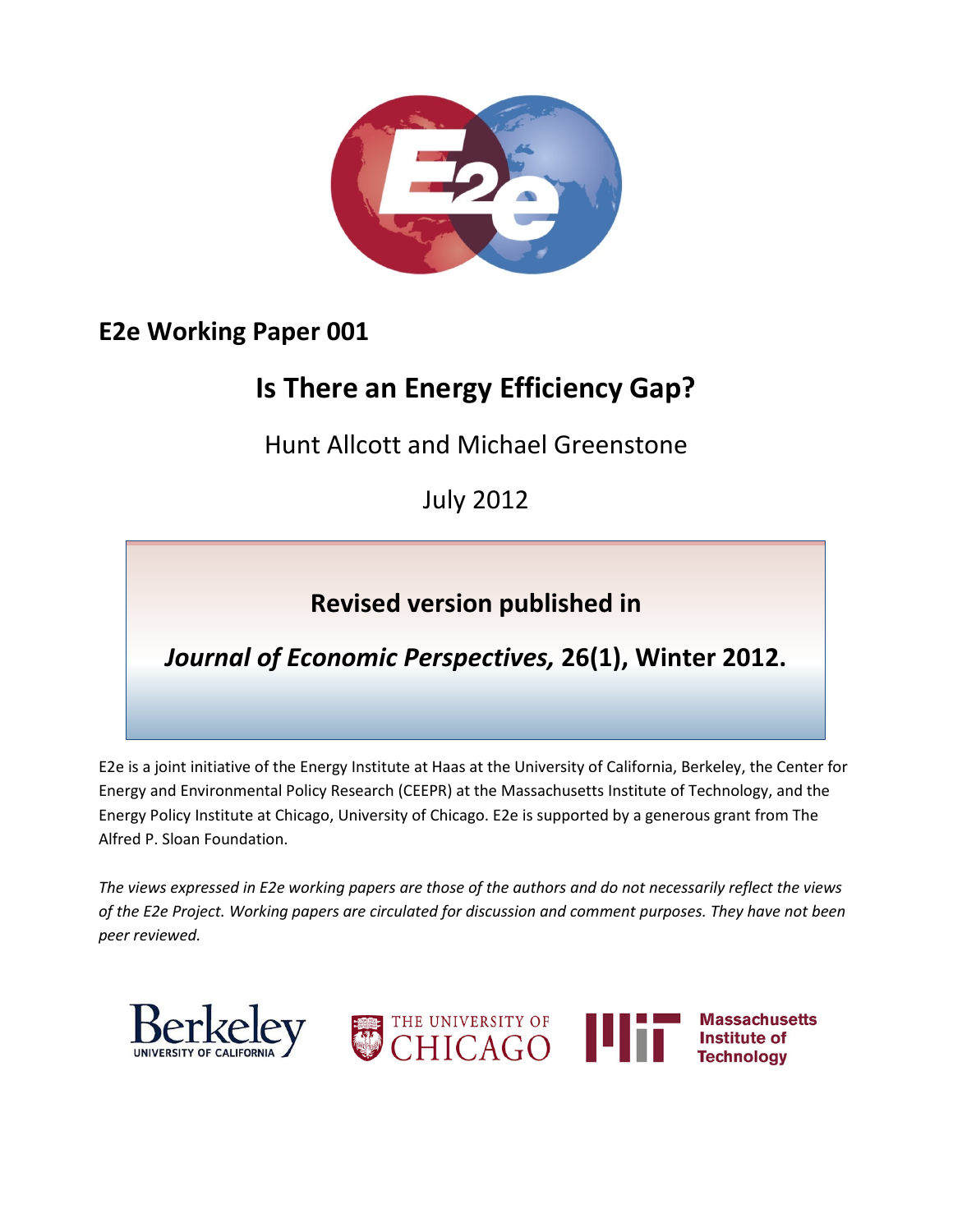**E2e Working Paper 001**

# Is There an Energy Efficiency Gap?

Hunt Allcott and Michael Greenstone

July 2012

**Revised version published in**

***Journal of Economic Perspectives,* 26(1), Winter 2012.**

E2e is a joint initiative of the Energy Institute at Haas at the University of California, Berkeley, the Center for Energy and Environmental Policy Research (CEEPR) at the Massachusetts Institute of Technology, and the Energy Policy Institute at Chicago, University of Chicago. E2e is supported by a generous grant from The Alfred P. Sloan Foundation.

*The views expressed in E2e working papers are those of the authors and do not necessarily reflect the views of the E2e Project. Working papers are circulated for discussion and comment purposes. They have not been peer reviewed.*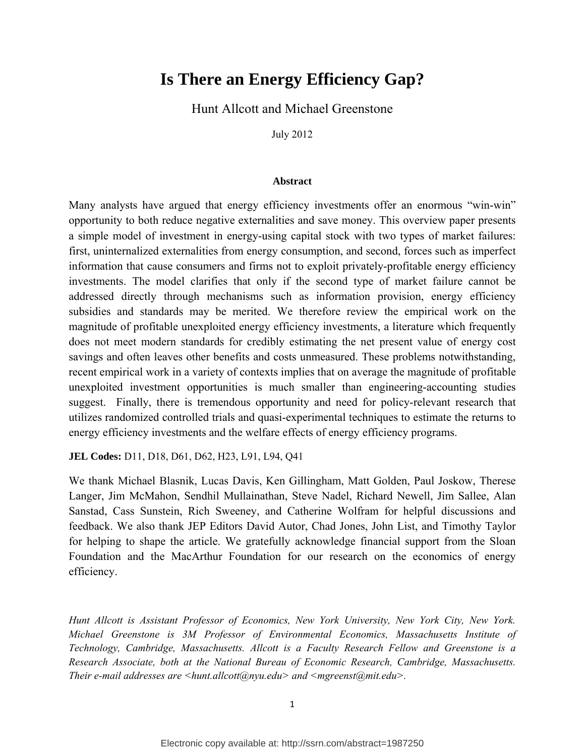# Is There an Energy Efficiency Gap?

Hunt Allcott and Michael Greenstone

July 2012

**Abstract**

Many analysts have argued that energy efficiency investments offer an enormous "win-win" opportunity to both reduce negative externalities and save money. This overview paper presents a simple model of investment in energy-using capital stock with two types of market failures: first, uninternalized externalities from energy consumption, and second, forces such as imperfect information that cause consumers and firms not to exploit privately-profitable energy efficiency investments. The model clarifies that only if the second type of market failure cannot be addressed directly through mechanisms such as information provision, energy efficiency subsidies and standards may be merited. We therefore review the empirical work on the magnitude of profitable unexploited energy efficiency investments, a literature which frequently does not meet modern standards for credibly estimating the net present value of energy cost savings and often leaves other benefits and costs unmeasured. These problems notwithstanding, recent empirical work in a variety of contexts implies that on average the magnitude of profitable unexploited investment opportunities is much smaller than engineering-accounting studies suggest. Finally, there is tremendous opportunity and need for policy-relevant research that utilizes randomized controlled trials and quasi-experimental techniques to estimate the returns to energy efficiency investments and the welfare effects of energy efficiency programs.

**JEL Codes:** D11, D18, D61, D62, H23, L91, L94, Q41

We thank Michael Blasnik, Lucas Davis, Ken Gillingham, Matt Golden, Paul Joskow, Therese Langer, Jim McMahon, Sendhil Mullainathan, Steve Nadel, Richard Newell, Jim Sallee, Alan Sanstad, Cass Sunstein, Rich Sweeney, and Catherine Wolfram for helpful discussions and feedback. We also thank JEP Editors David Autor, Chad Jones, John List, and Timothy Taylor for helping to shape the article. We gratefully acknowledge financial support from the Sloan Foundation and the MacArthur Foundation for our research on the economics of energy efficiency.

*Hunt Allcott is Assistant Professor of Economics, New York University, New York City, New York. Michael Greenstone is 3M Professor of Environmental Economics, Massachusetts Institute of Technology, Cambridge, Massachusetts. Allcott is a Faculty Research Fellow and Greenstone is a Research Associate, both at the National Bureau of Economic Research, Cambridge, Massachusetts. Their e-mail addresses are <hunt.allcott@nyu.edu> and <mgreenst@mit.edu>.*

Electronic copy available at: http://ssrn.com/abstract=1987250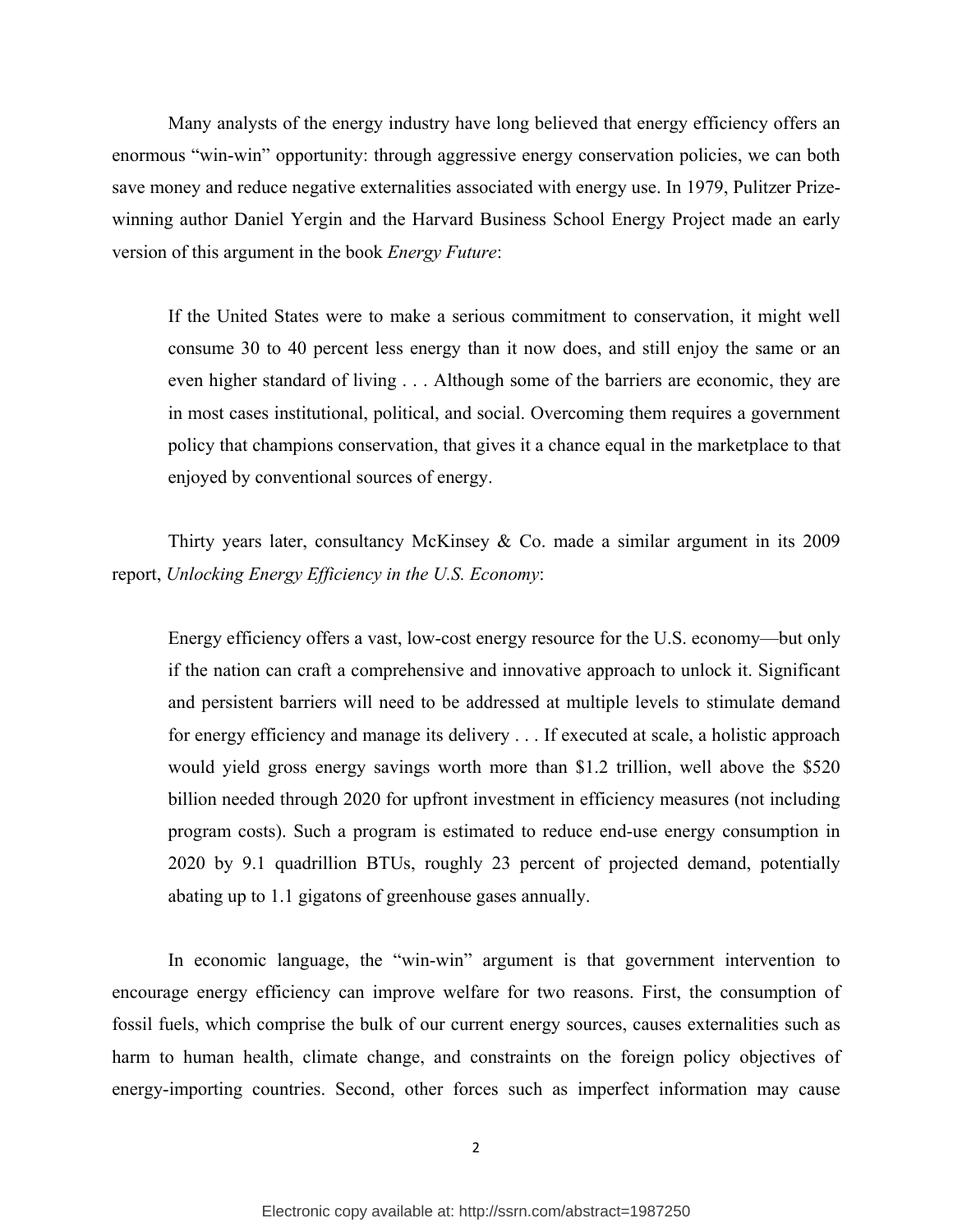Many analysts of the energy industry have long believed that energy efficiency offers an enormous "win-win" opportunity: through aggressive energy conservation policies, we can both save money and reduce negative externalities associated with energy use. In 1979, Pulitzer Prize-winning author Daniel Yergin and the Harvard Business School Energy Project made an early version of this argument in the book *Energy Future*:

> If the United States were to make a serious commitment to conservation, it might well consume 30 to 40 percent less energy than it now does, and still enjoy the same or an even higher standard of living . . . Although some of the barriers are economic, they are in most cases institutional, political, and social. Overcoming them requires a government policy that champions conservation, that gives it a chance equal in the marketplace to that enjoyed by conventional sources of energy.

Thirty years later, consultancy McKinsey & Co. made a similar argument in its 2009 report, *Unlocking Energy Efficiency in the U.S. Economy*:

> Energy efficiency offers a vast, low-cost energy resource for the U.S. economy—but only if the nation can craft a comprehensive and innovative approach to unlock it. Significant and persistent barriers will need to be addressed at multiple levels to stimulate demand for energy efficiency and manage its delivery . . . If executed at scale, a holistic approach would yield gross energy savings worth more than $1.2 trillion, well above the $520 billion needed through 2020 for upfront investment in efficiency measures (not including program costs). Such a program is estimated to reduce end-use energy consumption in 2020 by 9.1 quadrillion BTUs, roughly 23 percent of projected demand, potentially abating up to 1.1 gigatons of greenhouse gases annually.

In economic language, the "win-win" argument is that government intervention to encourage energy efficiency can improve welfare for two reasons. First, the consumption of fossil fuels, which comprise the bulk of our current energy sources, causes externalities such as harm to human health, climate change, and constraints on the foreign policy objectives of energy-importing countries. Second, other forces such as imperfect information may cause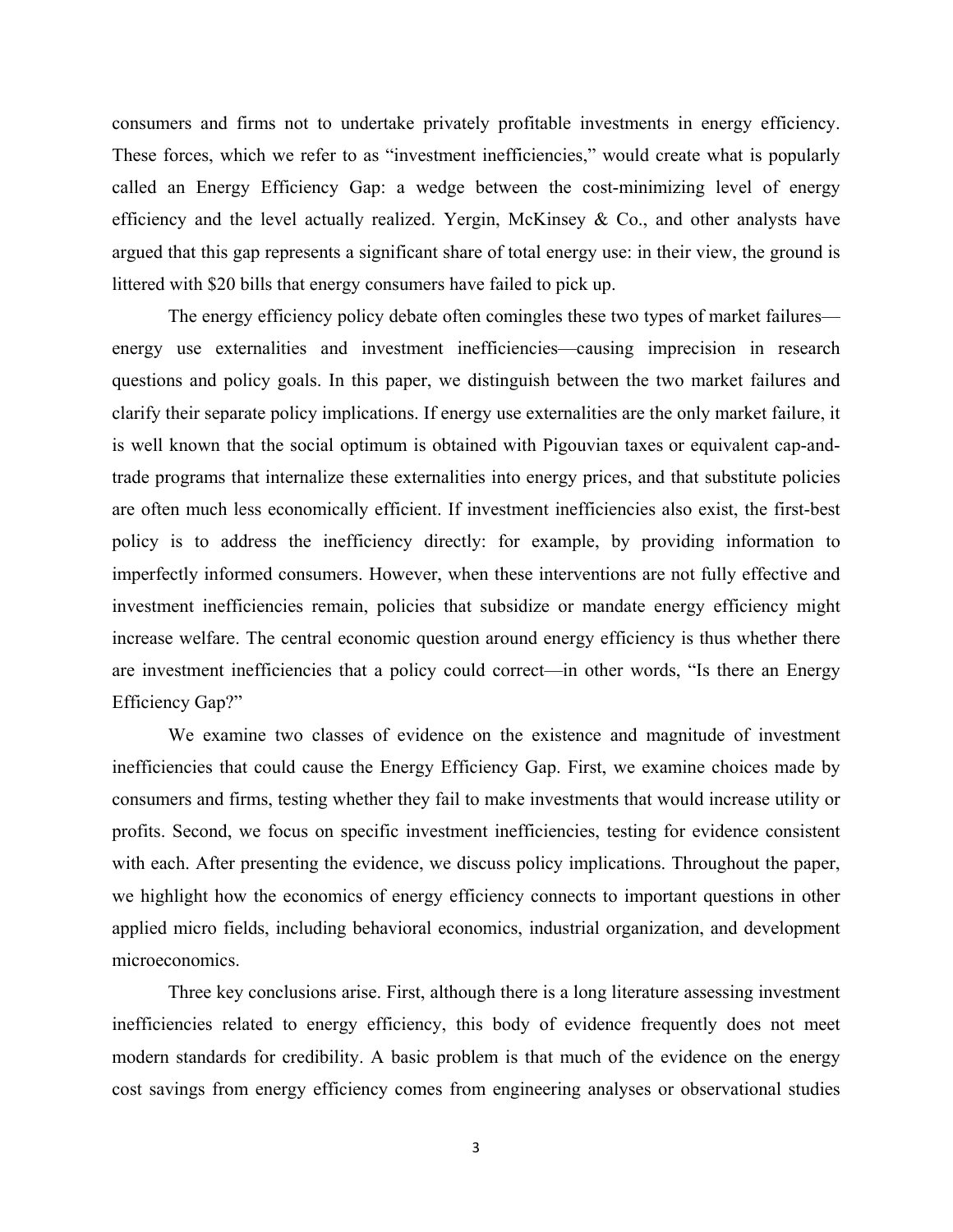consumers and firms not to undertake privately profitable investments in energy efficiency. These forces, which we refer to as "investment inefficiencies," would create what is popularly called an Energy Efficiency Gap: a wedge between the cost-minimizing level of energy efficiency and the level actually realized. Yergin, McKinsey & Co., and other analysts have argued that this gap represents a significant share of total energy use: in their view, the ground is littered with $20 bills that energy consumers have failed to pick up.

The energy efficiency policy debate often comingles these two types of market failures—energy use externalities and investment inefficiencies—causing imprecision in research questions and policy goals. In this paper, we distinguish between the two market failures and clarify their separate policy implications. If energy use externalities are the only market failure, it is well known that the social optimum is obtained with Pigouvian taxes or equivalent cap-and-trade programs that internalize these externalities into energy prices, and that substitute policies are often much less economically efficient. If investment inefficiencies also exist, the first-best policy is to address the inefficiency directly: for example, by providing information to imperfectly informed consumers. However, when these interventions are not fully effective and investment inefficiencies remain, policies that subsidize or mandate energy efficiency might increase welfare. The central economic question around energy efficiency is thus whether there are investment inefficiencies that a policy could correct—in other words, "Is there an Energy Efficiency Gap?"

We examine two classes of evidence on the existence and magnitude of investment inefficiencies that could cause the Energy Efficiency Gap. First, we examine choices made by consumers and firms, testing whether they fail to make investments that would increase utility or profits. Second, we focus on specific investment inefficiencies, testing for evidence consistent with each. After presenting the evidence, we discuss policy implications. Throughout the paper, we highlight how the economics of energy efficiency connects to important questions in other applied micro fields, including behavioral economics, industrial organization, and development microeconomics.

Three key conclusions arise. First, although there is a long literature assessing investment inefficiencies related to energy efficiency, this body of evidence frequently does not meet modern standards for credibility. A basic problem is that much of the evidence on the energy cost savings from energy efficiency comes from engineering analyses or observational studies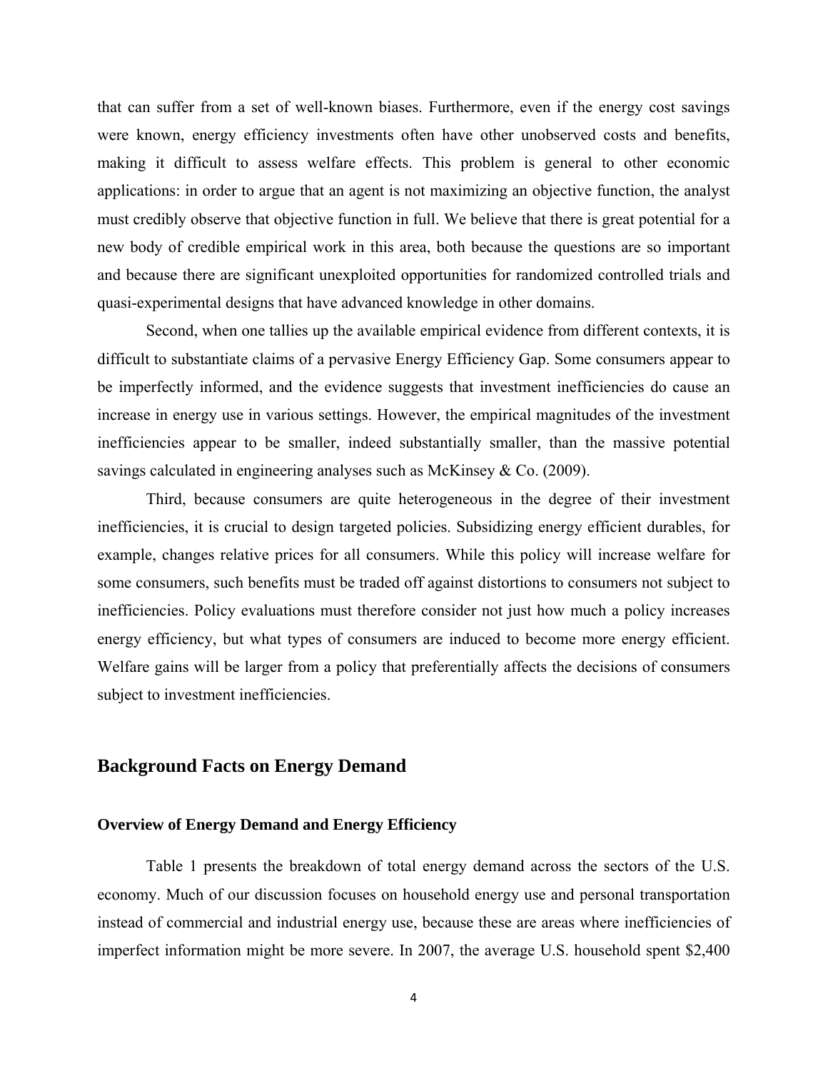that can suffer from a set of well-known biases. Furthermore, even if the energy cost savings were known, energy efficiency investments often have other unobserved costs and benefits, making it difficult to assess welfare effects. This problem is general to other economic applications: in order to argue that an agent is not maximizing an objective function, the analyst must credibly observe that objective function in full. We believe that there is great potential for a new body of credible empirical work in this area, both because the questions are so important and because there are significant unexploited opportunities for randomized controlled trials and quasi-experimental designs that have advanced knowledge in other domains.

Second, when one tallies up the available empirical evidence from different contexts, it is difficult to substantiate claims of a pervasive Energy Efficiency Gap. Some consumers appear to be imperfectly informed, and the evidence suggests that investment inefficiencies do cause an increase in energy use in various settings. However, the empirical magnitudes of the investment inefficiencies appear to be smaller, indeed substantially smaller, than the massive potential savings calculated in engineering analyses such as McKinsey & Co. (2009).

Third, because consumers are quite heterogeneous in the degree of their investment inefficiencies, it is crucial to design targeted policies. Subsidizing energy efficient durables, for example, changes relative prices for all consumers. While this policy will increase welfare for some consumers, such benefits must be traded off against distortions to consumers not subject to inefficiencies. Policy evaluations must therefore consider not just how much a policy increases energy efficiency, but what types of consumers are induced to become more energy efficient. Welfare gains will be larger from a policy that preferentially affects the decisions of consumers subject to investment inefficiencies.

## Background Facts on Energy Demand

### Overview of Energy Demand and Energy Efficiency

Table 1 presents the breakdown of total energy demand across the sectors of the U.S. economy. Much of our discussion focuses on household energy use and personal transportation instead of commercial and industrial energy use, because these are areas where inefficiencies of imperfect information might be more severe. In 2007, the average U.S. household spent \$2,400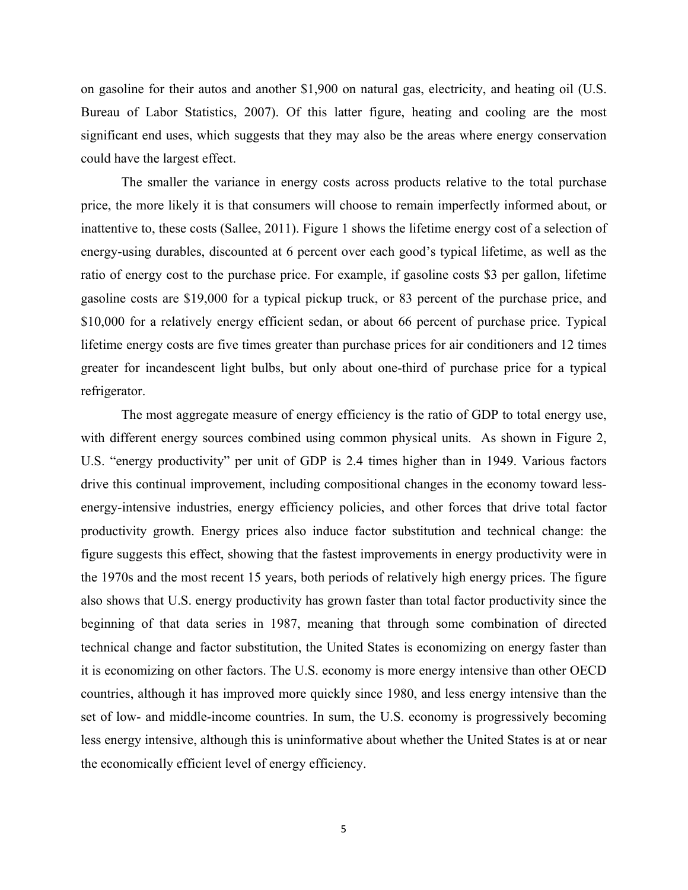on gasoline for their autos and another $1,900 on natural gas, electricity, and heating oil (U.S. Bureau of Labor Statistics, 2007). Of this latter figure, heating and cooling are the most significant end uses, which suggests that they may also be the areas where energy conservation could have the largest effect.

The smaller the variance in energy costs across products relative to the total purchase price, the more likely it is that consumers will choose to remain imperfectly informed about, or inattentive to, these costs (Sallee, 2011). Figure 1 shows the lifetime energy cost of a selection of energy-using durables, discounted at 6 percent over each good's typical lifetime, as well as the ratio of energy cost to the purchase price. For example, if gasoline costs $3 per gallon, lifetime gasoline costs are $19,000 for a typical pickup truck, or 83 percent of the purchase price, and $10,000 for a relatively energy efficient sedan, or about 66 percent of purchase price. Typical lifetime energy costs are five times greater than purchase prices for air conditioners and 12 times greater for incandescent light bulbs, but only about one-third of purchase price for a typical refrigerator.

The most aggregate measure of energy efficiency is the ratio of GDP to total energy use, with different energy sources combined using common physical units. As shown in Figure 2, U.S. "energy productivity" per unit of GDP is 2.4 times higher than in 1949. Various factors drive this continual improvement, including compositional changes in the economy toward less-energy-intensive industries, energy efficiency policies, and other forces that drive total factor productivity growth. Energy prices also induce factor substitution and technical change: the figure suggests this effect, showing that the fastest improvements in energy productivity were in the 1970s and the most recent 15 years, both periods of relatively high energy prices. The figure also shows that U.S. energy productivity has grown faster than total factor productivity since the beginning of that data series in 1987, meaning that through some combination of directed technical change and factor substitution, the United States is economizing on energy faster than it is economizing on other factors. The U.S. economy is more energy intensive than other OECD countries, although it has improved more quickly since 1980, and less energy intensive than the set of low- and middle-income countries. In sum, the U.S. economy is progressively becoming less energy intensive, although this is uninformative about whether the United States is at or near the economically efficient level of energy efficiency.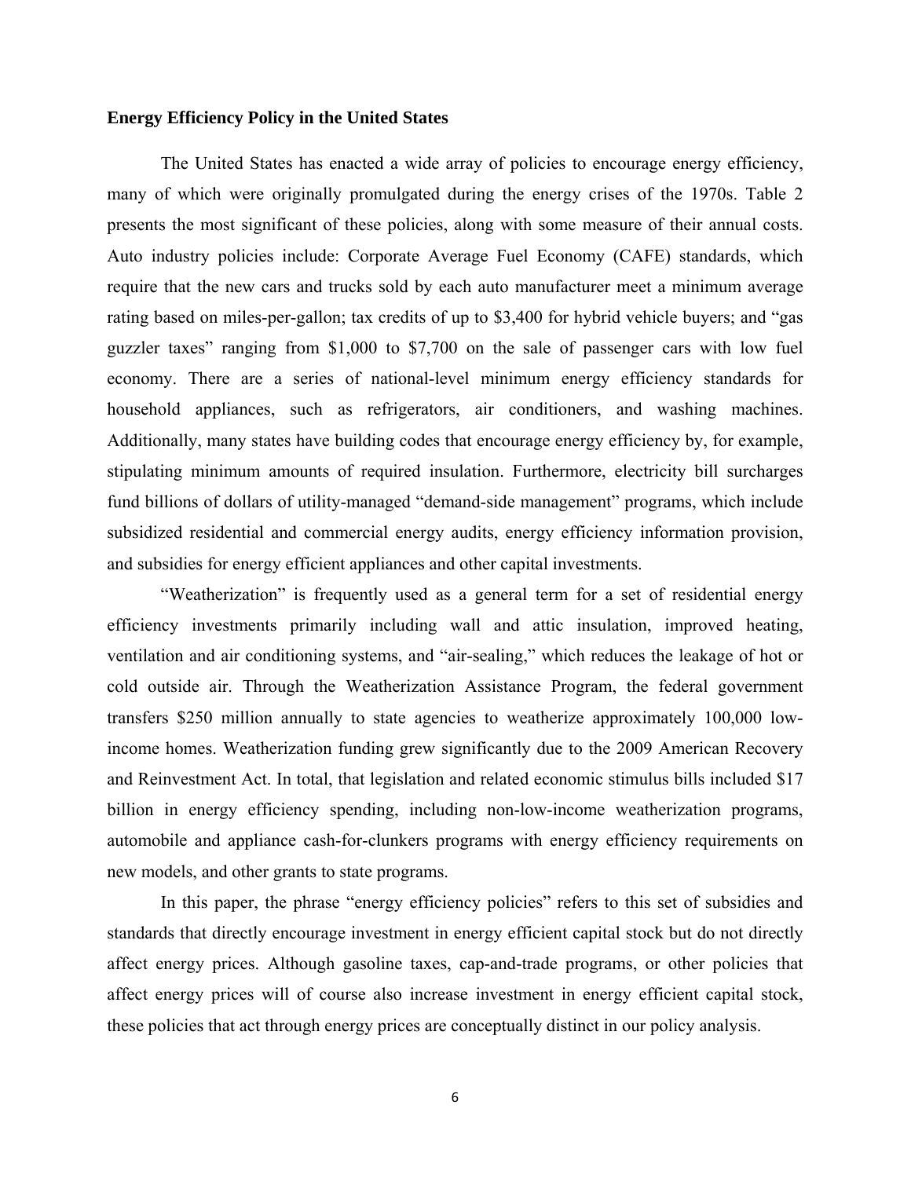**Energy Efficiency Policy in the United States**

The United States has enacted a wide array of policies to encourage energy efficiency, many of which were originally promulgated during the energy crises of the 1970s. Table 2 presents the most significant of these policies, along with some measure of their annual costs. Auto industry policies include: Corporate Average Fuel Economy (CAFE) standards, which require that the new cars and trucks sold by each auto manufacturer meet a minimum average rating based on miles-per-gallon; tax credits of up to $3,400 for hybrid vehicle buyers; and "gas guzzler taxes" ranging from $1,000 to $7,700 on the sale of passenger cars with low fuel economy. There are a series of national-level minimum energy efficiency standards for household appliances, such as refrigerators, air conditioners, and washing machines. Additionally, many states have building codes that encourage energy efficiency by, for example, stipulating minimum amounts of required insulation. Furthermore, electricity bill surcharges fund billions of dollars of utility-managed "demand-side management" programs, which include subsidized residential and commercial energy audits, energy efficiency information provision, and subsidies for energy efficient appliances and other capital investments.

"Weatherization" is frequently used as a general term for a set of residential energy efficiency investments primarily including wall and attic insulation, improved heating, ventilation and air conditioning systems, and "air-sealing," which reduces the leakage of hot or cold outside air. Through the Weatherization Assistance Program, the federal government transfers $250 million annually to state agencies to weatherize approximately 100,000 low-income homes. Weatherization funding grew significantly due to the 2009 American Recovery and Reinvestment Act. In total, that legislation and related economic stimulus bills included $17 billion in energy efficiency spending, including non-low-income weatherization programs, automobile and appliance cash-for-clunkers programs with energy efficiency requirements on new models, and other grants to state programs.

In this paper, the phrase "energy efficiency policies" refers to this set of subsidies and standards that directly encourage investment in energy efficient capital stock but do not directly affect energy prices. Although gasoline taxes, cap-and-trade programs, or other policies that affect energy prices will of course also increase investment in energy efficient capital stock, these policies that act through energy prices are conceptually distinct in our policy analysis.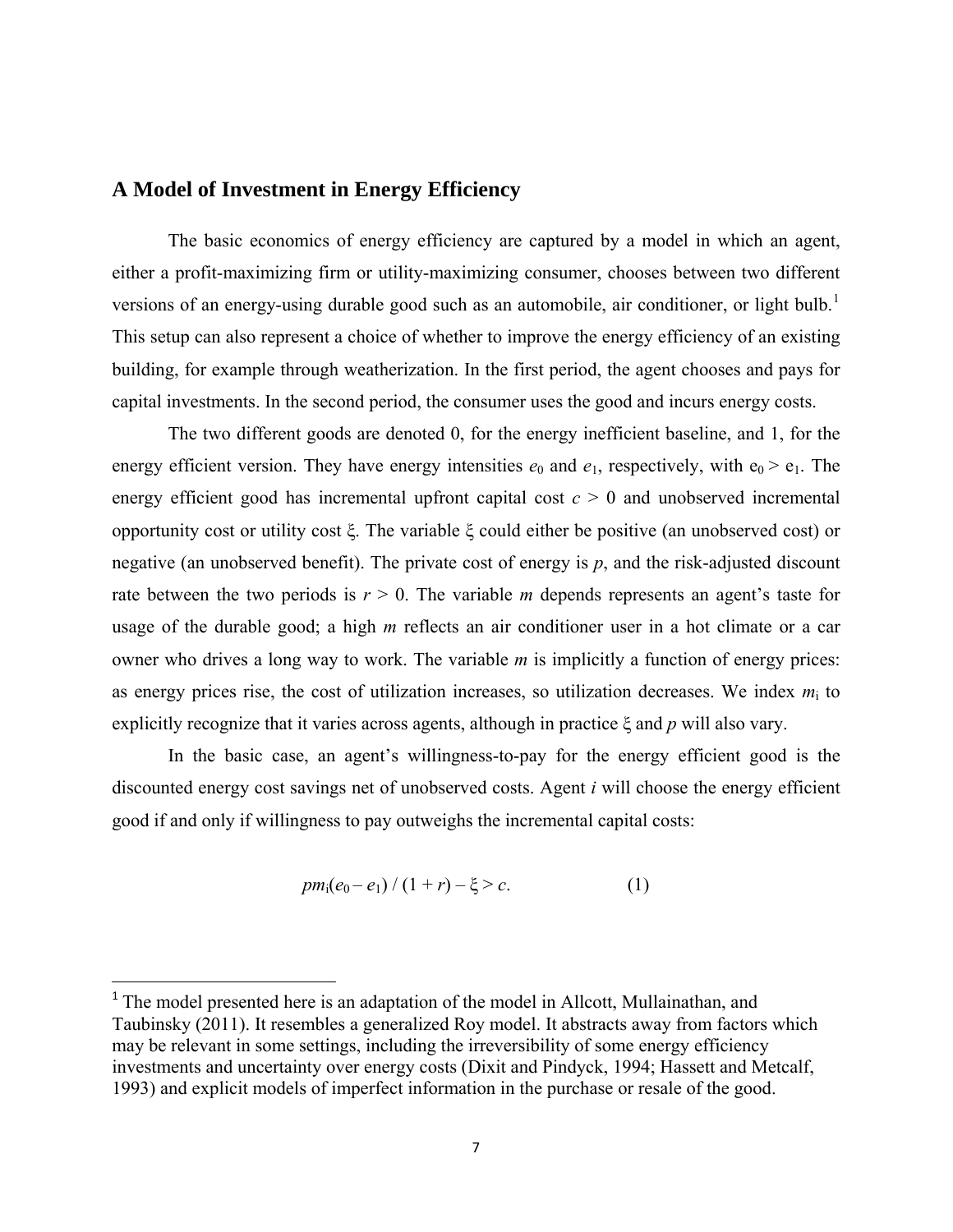## A Model of Investment in Energy Efficiency

The basic economics of energy efficiency are captured by a model in which an agent, either a profit-maximizing firm or utility-maximizing consumer, chooses between two different versions of an energy-using durable good such as an automobile, air conditioner, or light bulb.[1] This setup can also represent a choice of whether to improve the energy efficiency of an existing building, for example through weatherization. In the first period, the agent chooses and pays for capital investments. In the second period, the consumer uses the good and incurs energy costs.

The two different goods are denoted 0, for the energy inefficient baseline, and 1, for the energy efficient version. They have energy intensities $e_0$ and $e_1$, respectively, with $e_0 > e_1$. The energy efficient good has incremental upfront capital cost $c > 0$ and unobserved incremental opportunity cost or utility cost $\xi$. The variable $\xi$ could either be positive (an unobserved cost) or negative (an unobserved benefit). The private cost of energy is $p$, and the risk-adjusted discount rate between the two periods is $r > 0$. The variable $m$ depends represents an agent's taste for usage of the durable good; a high $m$ reflects an air conditioner user in a hot climate or a car owner who drives a long way to work. The variable $m$ is implicitly a function of energy prices: as energy prices rise, the cost of utilization increases, so utilization decreases. We index $m_i$ to explicitly recognize that it varies across agents, although in practice $\xi$ and $p$ will also vary.

In the basic case, an agent's willingness-to-pay for the energy efficient good is the discounted energy cost savings net of unobserved costs. Agent $i$ will choose the energy efficient good if and only if willingness to pay outweighs the incremental capital costs:

$$pm_i(e_0 - e_1) / (1 + r) - \xi > c. \qquad (1)$$

[1] The model presented here is an adaptation of the model in Allcott, Mullainathan, and Taubinsky (2011). It resembles a generalized Roy model. It abstracts away from factors which may be relevant in some settings, including the irreversibility of some energy efficiency investments and uncertainty over energy costs (Dixit and Pindyck, 1994; Hassett and Metcalf, 1993) and explicit models of imperfect information in the purchase or resale of the good.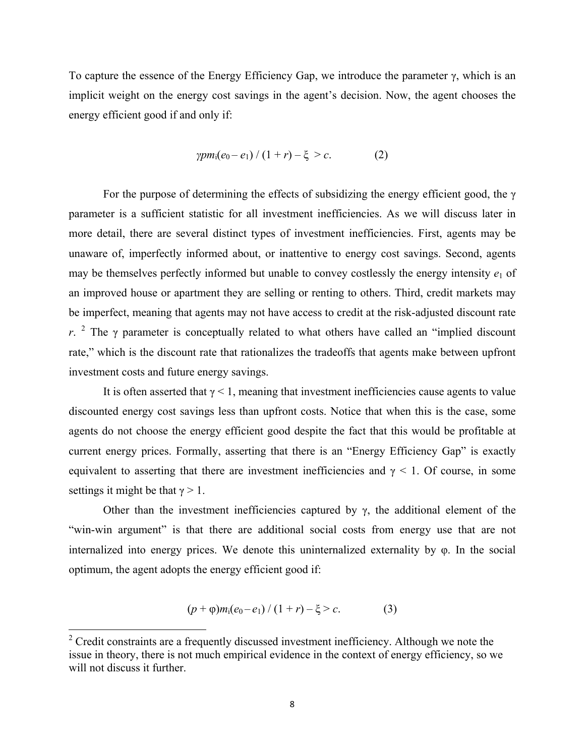To capture the essence of the Energy Efficiency Gap, we introduce the parameter $\gamma$, which is an implicit weight on the energy cost savings in the agent's decision. Now, the agent chooses the energy efficient good if and only if:

$$\gamma p m_i(e_0 - e_1) / (1 + r) - \xi > c. \qquad (2)$$

For the purpose of determining the effects of subsidizing the energy efficient good, the $\gamma$ parameter is a sufficient statistic for all investment inefficiencies. As we will discuss later in more detail, there are several distinct types of investment inefficiencies. First, agents may be unaware of, imperfectly informed about, or inattentive to energy cost savings. Second, agents may be themselves perfectly informed but unable to convey costlessly the energy intensity $e_1$ of an improved house or apartment they are selling or renting to others. Third, credit markets may be imperfect, meaning that agents may not have access to credit at the risk-adjusted discount rate $r$. [2] The $\gamma$ parameter is conceptually related to what others have called an "implied discount rate," which is the discount rate that rationalizes the tradeoffs that agents make between upfront investment costs and future energy savings.

It is often asserted that $\gamma < 1$, meaning that investment inefficiencies cause agents to value discounted energy cost savings less than upfront costs. Notice that when this is the case, some agents do not choose the energy efficient good despite the fact that this would be profitable at current energy prices. Formally, asserting that there is an "Energy Efficiency Gap" is exactly equivalent to asserting that there are investment inefficiencies and $\gamma < 1$. Of course, in some settings it might be that $\gamma > 1$.

Other than the investment inefficiencies captured by $\gamma$, the additional element of the "win-win argument" is that there are additional social costs from energy use that are not internalized into energy prices. We denote this uninternalized externality by $\varphi$. In the social optimum, the agent adopts the energy efficient good if:

$$(p + \varphi) m_i(e_0 - e_1) / (1 + r) - \xi > c. \qquad (3)$$

[2] Credit constraints are a frequently discussed investment inefficiency. Although we note the issue in theory, there is not much empirical evidence in the context of energy efficiency, so we will not discuss it further.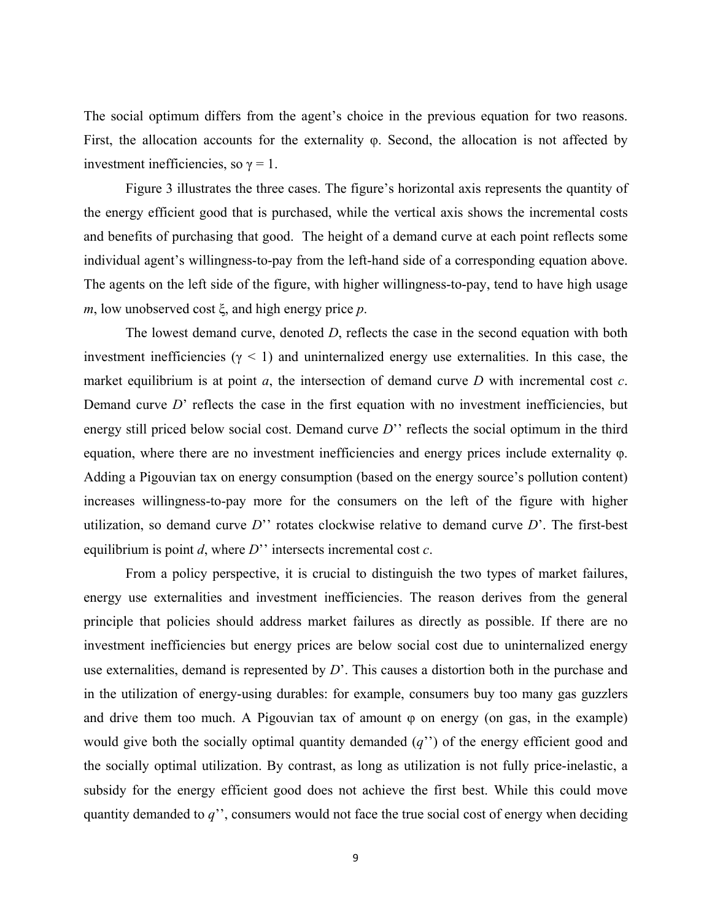The social optimum differs from the agent's choice in the previous equation for two reasons. First, the allocation accounts for the externality $\varphi$. Second, the allocation is not affected by investment inefficiencies, so $\gamma = 1$.

Figure 3 illustrates the three cases. The figure's horizontal axis represents the quantity of the energy efficient good that is purchased, while the vertical axis shows the incremental costs and benefits of purchasing that good. The height of a demand curve at each point reflects some individual agent's willingness-to-pay from the left-hand side of a corresponding equation above. The agents on the left side of the figure, with higher willingness-to-pay, tend to have high usage $m$, low unobserved cost $\xi$, and high energy price $p$.

The lowest demand curve, denoted $D$, reflects the case in the second equation with both investment inefficiencies ($\gamma < 1$) and uninternalized energy use externalities. In this case, the market equilibrium is at point $a$, the intersection of demand curve $D$ with incremental cost $c$. Demand curve $D$' reflects the case in the first equation with no investment inefficiencies, but energy still priced below social cost. Demand curve $D$'' reflects the social optimum in the third equation, where there are no investment inefficiencies and energy prices include externality $\varphi$. Adding a Pigouvian tax on energy consumption (based on the energy source's pollution content) increases willingness-to-pay more for the consumers on the left of the figure with higher utilization, so demand curve $D$'' rotates clockwise relative to demand curve $D$'. The first-best equilibrium is point $d$, where $D$'' intersects incremental cost $c$.

From a policy perspective, it is crucial to distinguish the two types of market failures, energy use externalities and investment inefficiencies. The reason derives from the general principle that policies should address market failures as directly as possible. If there are no investment inefficiencies but energy prices are below social cost due to uninternalized energy use externalities, demand is represented by $D$'. This causes a distortion both in the purchase and in the utilization of energy-using durables: for example, consumers buy too many gas guzzlers and drive them too much. A Pigouvian tax of amount $\varphi$ on energy (on gas, in the example) would give both the socially optimal quantity demanded ($q$'') of the energy efficient good and the socially optimal utilization. By contrast, as long as utilization is not fully price-inelastic, a subsidy for the energy efficient good does not achieve the first best. While this could move quantity demanded to $q$'', consumers would not face the true social cost of energy when deciding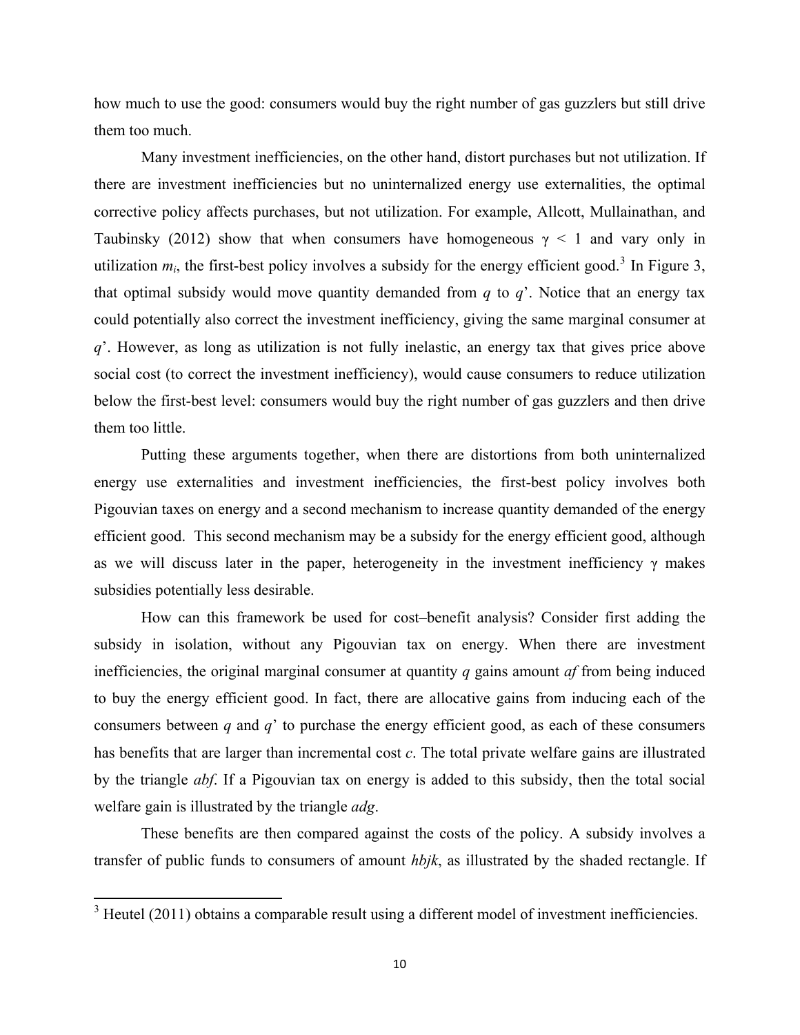how much to use the good: consumers would buy the right number of gas guzzlers but still drive them too much.

Many investment inefficiencies, on the other hand, distort purchases but not utilization. If there are investment inefficiencies but no uninternalized energy use externalities, the optimal corrective policy affects purchases, but not utilization. For example, Allcott, Mullainathan, and Taubinsky (2012) show that when consumers have homogeneous $\gamma < 1$ and vary only in utilization $m_i$, the first-best policy involves a subsidy for the energy efficient good.[3] In Figure 3, that optimal subsidy would move quantity demanded from *q* to *q*'. Notice that an energy tax could potentially also correct the investment inefficiency, giving the same marginal consumer at *q*'. However, as long as utilization is not fully inelastic, an energy tax that gives price above social cost (to correct the investment inefficiency), would cause consumers to reduce utilization below the first-best level: consumers would buy the right number of gas guzzlers and then drive them too little.

Putting these arguments together, when there are distortions from both uninternalized energy use externalities and investment inefficiencies, the first-best policy involves both Pigouvian taxes on energy and a second mechanism to increase quantity demanded of the energy efficient good. This second mechanism may be a subsidy for the energy efficient good, although as we will discuss later in the paper, heterogeneity in the investment inefficiency $\gamma$ makes subsidies potentially less desirable.

How can this framework be used for cost–benefit analysis? Consider first adding the subsidy in isolation, without any Pigouvian tax on energy. When there are investment inefficiencies, the original marginal consumer at quantity *q* gains amount *af* from being induced to buy the energy efficient good. In fact, there are allocative gains from inducing each of the consumers between *q* and *q*' to purchase the energy efficient good, as each of these consumers has benefits that are larger than incremental cost *c*. The total private welfare gains are illustrated by the triangle *abf*. If a Pigouvian tax on energy is added to this subsidy, then the total social welfare gain is illustrated by the triangle *adg*.

These benefits are then compared against the costs of the policy. A subsidy involves a transfer of public funds to consumers of amount *hbjk*, as illustrated by the shaded rectangle. If

[3] Heutel (2011) obtains a comparable result using a different model of investment inefficiencies.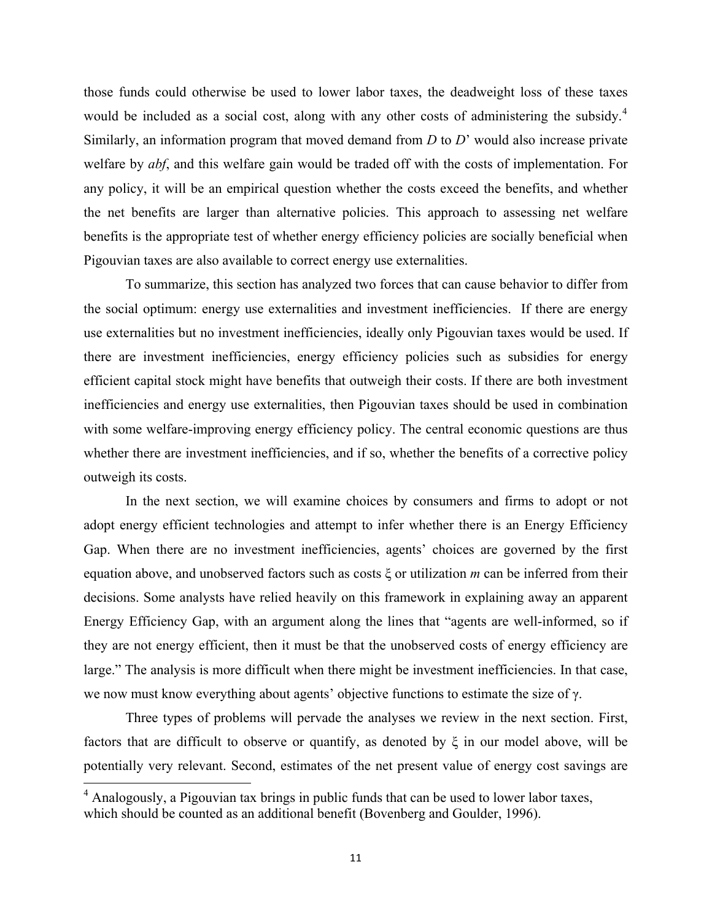those funds could otherwise be used to lower labor taxes, the deadweight loss of these taxes would be included as a social cost, along with any other costs of administering the subsidy.[4] Similarly, an information program that moved demand from *D* to *D*' would also increase private welfare by *abf*, and this welfare gain would be traded off with the costs of implementation. For any policy, it will be an empirical question whether the costs exceed the benefits, and whether the net benefits are larger than alternative policies. This approach to assessing net welfare benefits is the appropriate test of whether energy efficiency policies are socially beneficial when Pigouvian taxes are also available to correct energy use externalities.

To summarize, this section has analyzed two forces that can cause behavior to differ from the social optimum: energy use externalities and investment inefficiencies. If there are energy use externalities but no investment inefficiencies, ideally only Pigouvian taxes would be used. If there are investment inefficiencies, energy efficiency policies such as subsidies for energy efficient capital stock might have benefits that outweigh their costs. If there are both investment inefficiencies and energy use externalities, then Pigouvian taxes should be used in combination with some welfare-improving energy efficiency policy. The central economic questions are thus whether there are investment inefficiencies, and if so, whether the benefits of a corrective policy outweigh its costs.

In the next section, we will examine choices by consumers and firms to adopt or not adopt energy efficient technologies and attempt to infer whether there is an Energy Efficiency Gap. When there are no investment inefficiencies, agents' choices are governed by the first equation above, and unobserved factors such as costs $\xi$ or utilization $m$ can be inferred from their decisions. Some analysts have relied heavily on this framework in explaining away an apparent Energy Efficiency Gap, with an argument along the lines that "agents are well-informed, so if they are not energy efficient, then it must be that the unobserved costs of energy efficiency are large." The analysis is more difficult when there might be investment inefficiencies. In that case, we now must know everything about agents' objective functions to estimate the size of $\gamma$.

Three types of problems will pervade the analyses we review in the next section. First, factors that are difficult to observe or quantify, as denoted by $\xi$ in our model above, will be potentially very relevant. Second, estimates of the net present value of energy cost savings are

[4] Analogously, a Pigouvian tax brings in public funds that can be used to lower labor taxes, which should be counted as an additional benefit (Bovenberg and Goulder, 1996).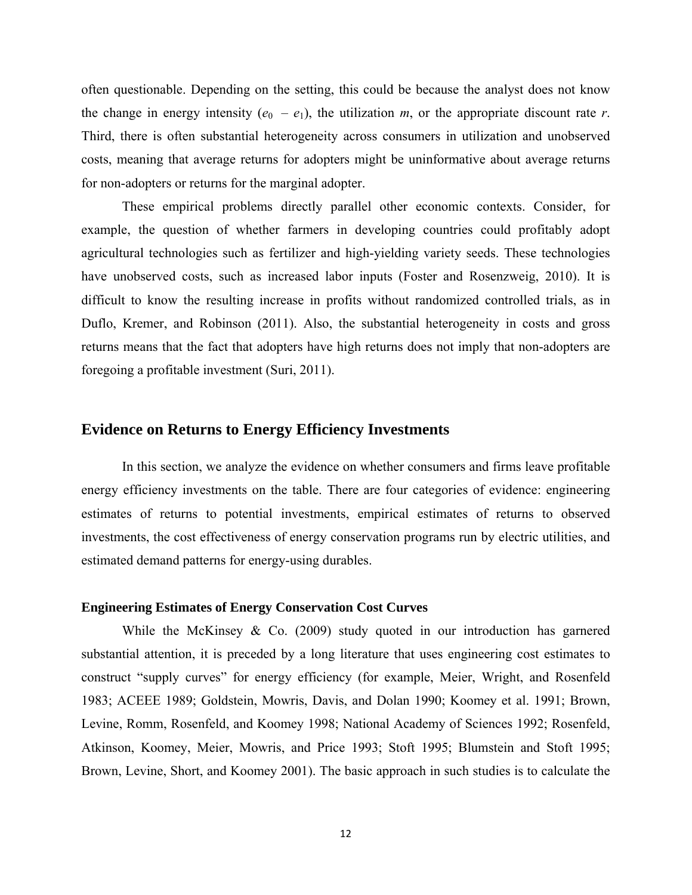often questionable. Depending on the setting, this could be because the analyst does not know the change in energy intensity ($e_0 - e_1$), the utilization $m$, or the appropriate discount rate $r$. Third, there is often substantial heterogeneity across consumers in utilization and unobserved costs, meaning that average returns for adopters might be uninformative about average returns for non-adopters or returns for the marginal adopter.

These empirical problems directly parallel other economic contexts. Consider, for example, the question of whether farmers in developing countries could profitably adopt agricultural technologies such as fertilizer and high-yielding variety seeds. These technologies have unobserved costs, such as increased labor inputs (Foster and Rosenzweig, 2010). It is difficult to know the resulting increase in profits without randomized controlled trials, as in Duflo, Kremer, and Robinson (2011). Also, the substantial heterogeneity in costs and gross returns means that the fact that adopters have high returns does not imply that non-adopters are foregoing a profitable investment (Suri, 2011).

## Evidence on Returns to Energy Efficiency Investments

In this section, we analyze the evidence on whether consumers and firms leave profitable energy efficiency investments on the table. There are four categories of evidence: engineering estimates of returns to potential investments, empirical estimates of returns to observed investments, the cost effectiveness of energy conservation programs run by electric utilities, and estimated demand patterns for energy-using durables.

### Engineering Estimates of Energy Conservation Cost Curves

While the McKinsey & Co. (2009) study quoted in our introduction has garnered substantial attention, it is preceded by a long literature that uses engineering cost estimates to construct "supply curves" for energy efficiency (for example, Meier, Wright, and Rosenfeld 1983; ACEEE 1989; Goldstein, Mowris, Davis, and Dolan 1990; Koomey et al. 1991; Brown, Levine, Romm, Rosenfeld, and Koomey 1998; National Academy of Sciences 1992; Rosenfeld, Atkinson, Koomey, Meier, Mowris, and Price 1993; Stoft 1995; Blumstein and Stoft 1995; Brown, Levine, Short, and Koomey 2001). The basic approach in such studies is to calculate the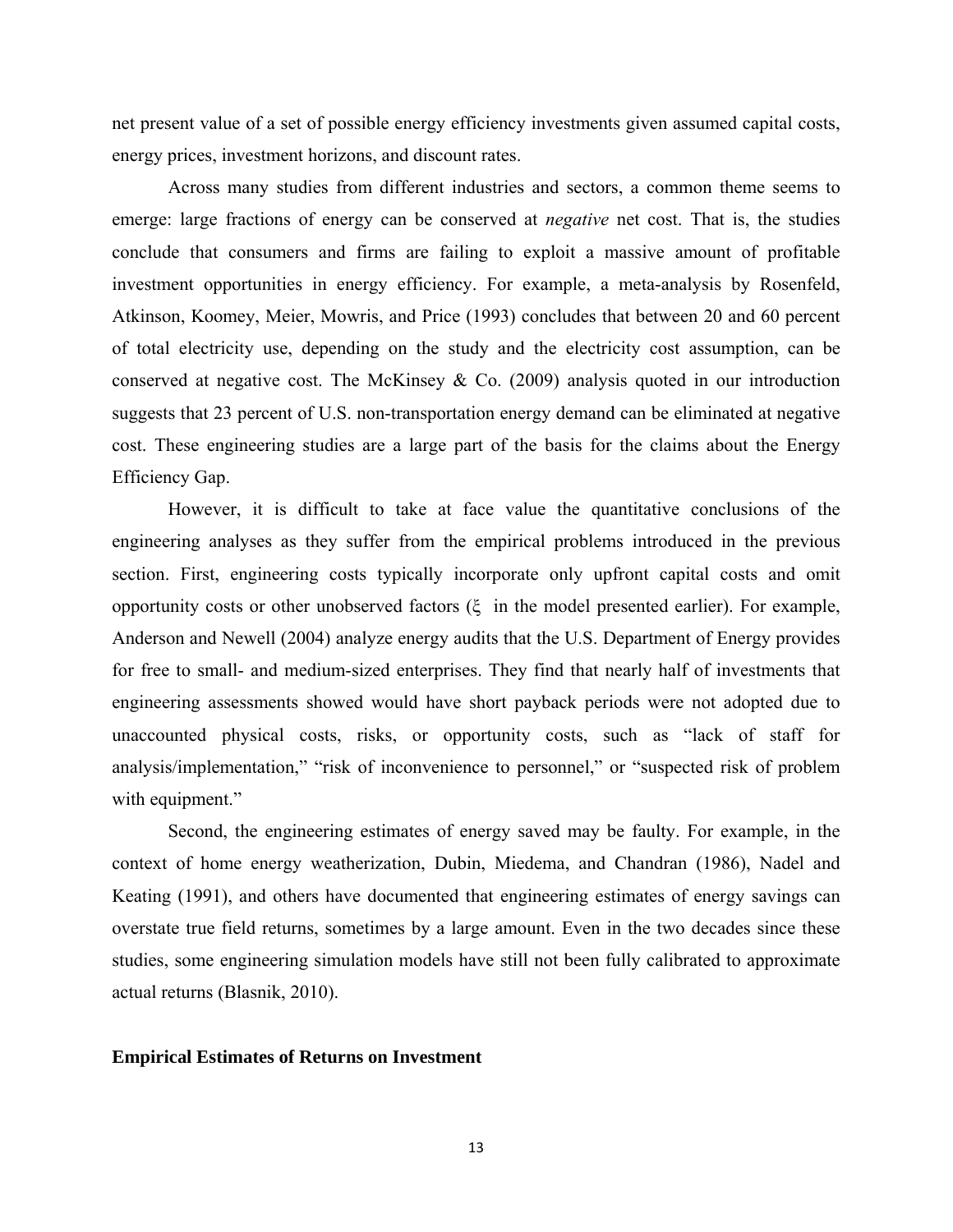net present value of a set of possible energy efficiency investments given assumed capital costs, energy prices, investment horizons, and discount rates.

Across many studies from different industries and sectors, a common theme seems to emerge: large fractions of energy can be conserved at *negative* net cost. That is, the studies conclude that consumers and firms are failing to exploit a massive amount of profitable investment opportunities in energy efficiency. For example, a meta-analysis by Rosenfeld, Atkinson, Koomey, Meier, Mowris, and Price (1993) concludes that between 20 and 60 percent of total electricity use, depending on the study and the electricity cost assumption, can be conserved at negative cost. The McKinsey & Co. (2009) analysis quoted in our introduction suggests that 23 percent of U.S. non-transportation energy demand can be eliminated at negative cost. These engineering studies are a large part of the basis for the claims about the Energy Efficiency Gap.

However, it is difficult to take at face value the quantitative conclusions of the engineering analyses as they suffer from the empirical problems introduced in the previous section. First, engineering costs typically incorporate only upfront capital costs and omit opportunity costs or other unobserved factors ($\xi$ in the model presented earlier). For example, Anderson and Newell (2004) analyze energy audits that the U.S. Department of Energy provides for free to small- and medium-sized enterprises. They find that nearly half of investments that engineering assessments showed would have short payback periods were not adopted due to unaccounted physical costs, risks, or opportunity costs, such as "lack of staff for analysis/implementation," "risk of inconvenience to personnel," or "suspected risk of problem with equipment."

Second, the engineering estimates of energy saved may be faulty. For example, in the context of home energy weatherization, Dubin, Miedema, and Chandran (1986), Nadel and Keating (1991), and others have documented that engineering estimates of energy savings can overstate true field returns, sometimes by a large amount. Even in the two decades since these studies, some engineering simulation models have still not been fully calibrated to approximate actual returns (Blasnik, 2010).

**Empirical Estimates of Returns on Investment**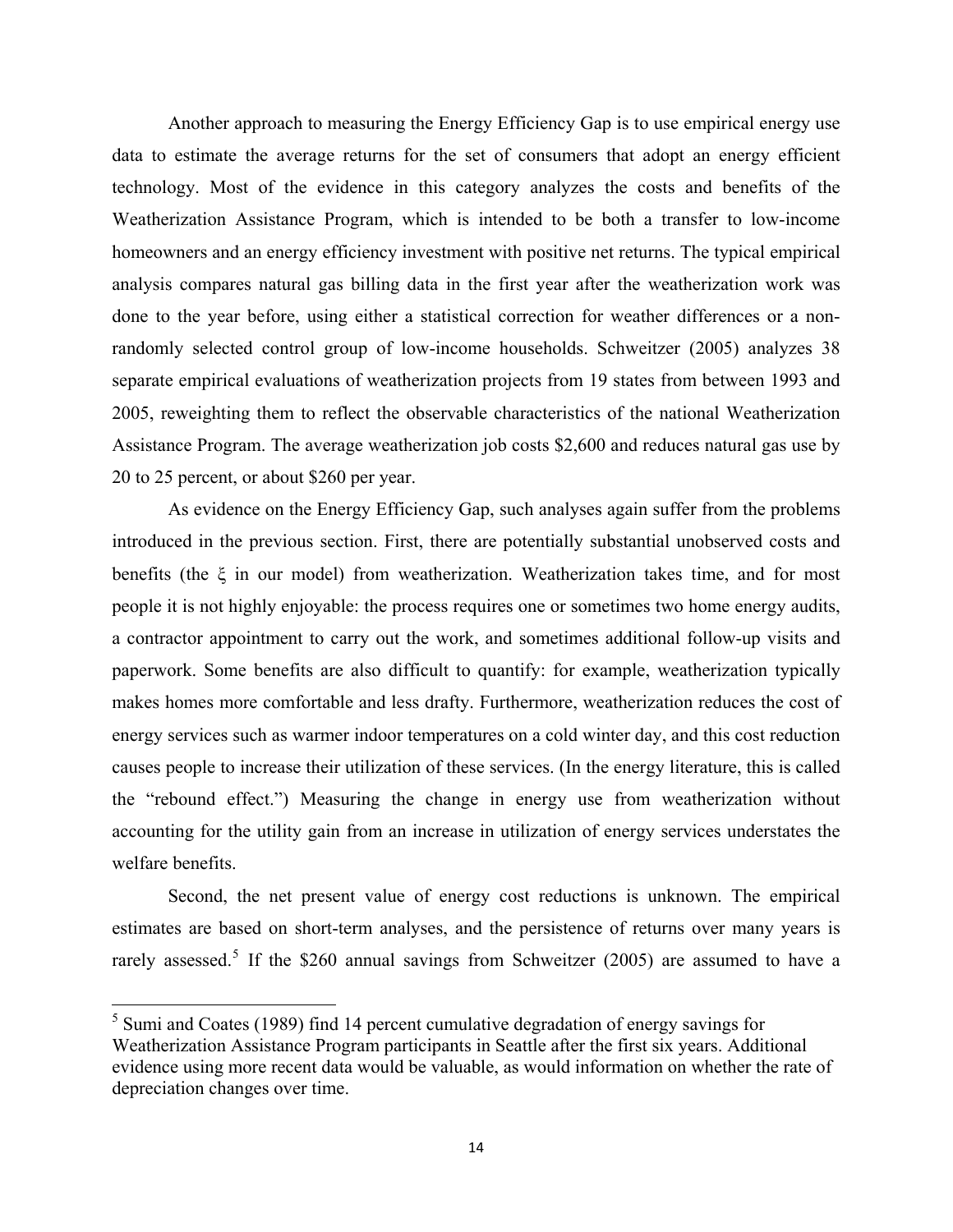Another approach to measuring the Energy Efficiency Gap is to use empirical energy use data to estimate the average returns for the set of consumers that adopt an energy efficient technology. Most of the evidence in this category analyzes the costs and benefits of the Weatherization Assistance Program, which is intended to be both a transfer to low-income homeowners and an energy efficiency investment with positive net returns. The typical empirical analysis compares natural gas billing data in the first year after the weatherization work was done to the year before, using either a statistical correction for weather differences or a non-randomly selected control group of low-income households. Schweitzer (2005) analyzes 38 separate empirical evaluations of weatherization projects from 19 states from between 1993 and 2005, reweighting them to reflect the observable characteristics of the national Weatherization Assistance Program. The average weatherization job costs $2,600 and reduces natural gas use by 20 to 25 percent, or about $260 per year.

As evidence on the Energy Efficiency Gap, such analyses again suffer from the problems introduced in the previous section. First, there are potentially substantial unobserved costs and benefits (the $\xi$ in our model) from weatherization. Weatherization takes time, and for most people it is not highly enjoyable: the process requires one or sometimes two home energy audits, a contractor appointment to carry out the work, and sometimes additional follow-up visits and paperwork. Some benefits are also difficult to quantify: for example, weatherization typically makes homes more comfortable and less drafty. Furthermore, weatherization reduces the cost of energy services such as warmer indoor temperatures on a cold winter day, and this cost reduction causes people to increase their utilization of these services. (In the energy literature, this is called the "rebound effect.") Measuring the change in energy use from weatherization without accounting for the utility gain from an increase in utilization of energy services understates the welfare benefits.

Second, the net present value of energy cost reductions is unknown. The empirical estimates are based on short-term analyses, and the persistence of returns over many years is rarely assessed.[5] If the $260 annual savings from Schweitzer (2005) are assumed to have a

---

[5] Sumi and Coates (1989) find 14 percent cumulative degradation of energy savings for Weatherization Assistance Program participants in Seattle after the first six years. Additional evidence using more recent data would be valuable, as would information on whether the rate of depreciation changes over time.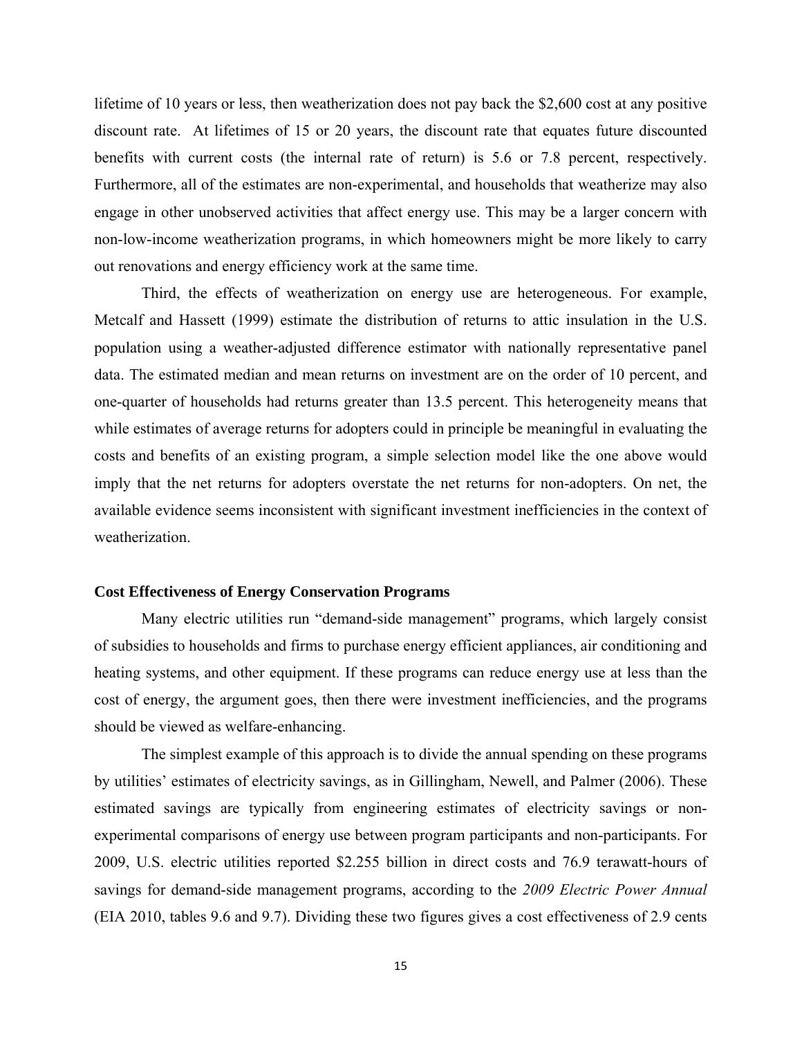lifetime of 10 years or less, then weatherization does not pay back the $2,600 cost at any positive discount rate. At lifetimes of 15 or 20 years, the discount rate that equates future discounted benefits with current costs (the internal rate of return) is 5.6 or 7.8 percent, respectively. Furthermore, all of the estimates are non-experimental, and households that weatherize may also engage in other unobserved activities that affect energy use. This may be a larger concern with non-low-income weatherization programs, in which homeowners might be more likely to carry out renovations and energy efficiency work at the same time.

Third, the effects of weatherization on energy use are heterogeneous. For example, Metcalf and Hassett (1999) estimate the distribution of returns to attic insulation in the U.S. population using a weather-adjusted difference estimator with nationally representative panel data. The estimated median and mean returns on investment are on the order of 10 percent, and one-quarter of households had returns greater than 13.5 percent. This heterogeneity means that while estimates of average returns for adopters could in principle be meaningful in evaluating the costs and benefits of an existing program, a simple selection model like the one above would imply that the net returns for adopters overstate the net returns for non-adopters. On net, the available evidence seems inconsistent with significant investment inefficiencies in the context of weatherization.

### Cost Effectiveness of Energy Conservation Programs

Many electric utilities run "demand-side management" programs, which largely consist of subsidies to households and firms to purchase energy efficient appliances, air conditioning and heating systems, and other equipment. If these programs can reduce energy use at less than the cost of energy, the argument goes, then there were investment inefficiencies, and the programs should be viewed as welfare-enhancing.

The simplest example of this approach is to divide the annual spending on these programs by utilities' estimates of electricity savings, as in Gillingham, Newell, and Palmer (2006). These estimated savings are typically from engineering estimates of electricity savings or non-experimental comparisons of energy use between program participants and non-participants. For 2009, U.S. electric utilities reported $2.255 billion in direct costs and 76.9 terawatt-hours of savings for demand-side management programs, according to the *2009 Electric Power Annual* (EIA 2010, tables 9.6 and 9.7). Dividing these two figures gives a cost effectiveness of 2.9 cents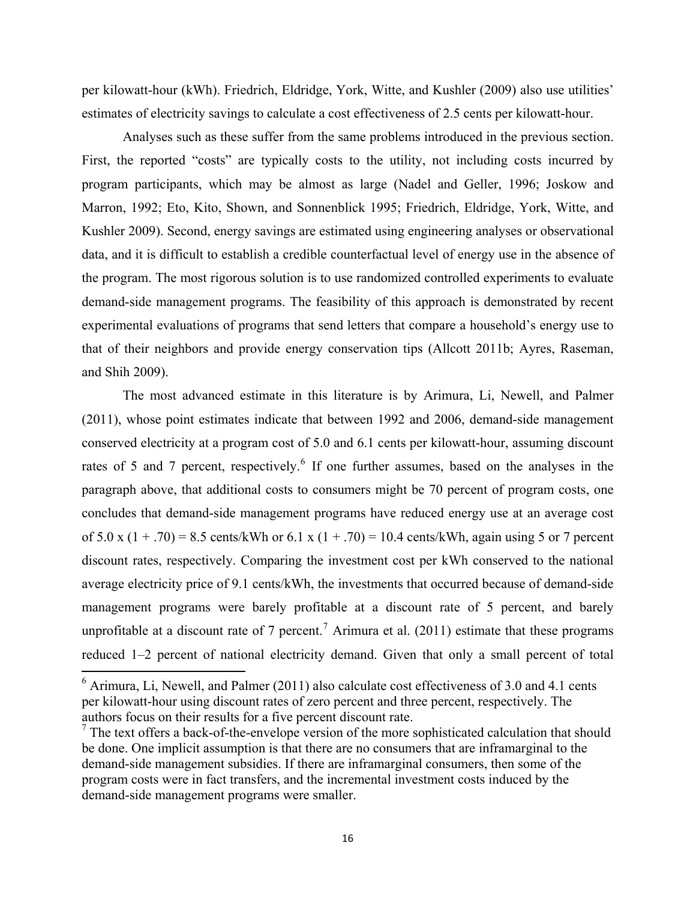per kilowatt-hour (kWh). Friedrich, Eldridge, York, Witte, and Kushler (2009) also use utilities' estimates of electricity savings to calculate a cost effectiveness of 2.5 cents per kilowatt-hour.

Analyses such as these suffer from the same problems introduced in the previous section. First, the reported "costs" are typically costs to the utility, not including costs incurred by program participants, which may be almost as large (Nadel and Geller, 1996; Joskow and Marron, 1992; Eto, Kito, Shown, and Sonnenblick 1995; Friedrich, Eldridge, York, Witte, and Kushler 2009). Second, energy savings are estimated using engineering analyses or observational data, and it is difficult to establish a credible counterfactual level of energy use in the absence of the program. The most rigorous solution is to use randomized controlled experiments to evaluate demand-side management programs. The feasibility of this approach is demonstrated by recent experimental evaluations of programs that send letters that compare a household's energy use to that of their neighbors and provide energy conservation tips (Allcott 2011b; Ayres, Raseman, and Shih 2009).

The most advanced estimate in this literature is by Arimura, Li, Newell, and Palmer (2011), whose point estimates indicate that between 1992 and 2006, demand-side management conserved electricity at a program cost of 5.0 and 6.1 cents per kilowatt-hour, assuming discount rates of 5 and 7 percent, respectively.[6] If one further assumes, based on the analyses in the paragraph above, that additional costs to consumers might be 70 percent of program costs, one concludes that demand-side management programs have reduced energy use at an average cost of 5.0 x (1 + .70) = 8.5 cents/kWh or 6.1 x (1 + .70) = 10.4 cents/kWh, again using 5 or 7 percent discount rates, respectively. Comparing the investment cost per kWh conserved to the national average electricity price of 9.1 cents/kWh, the investments that occurred because of demand-side management programs were barely profitable at a discount rate of 5 percent, and barely unprofitable at a discount rate of 7 percent.[7] Arimura et al. (2011) estimate that these programs reduced 1–2 percent of national electricity demand. Given that only a small percent of total

---

[6] Arimura, Li, Newell, and Palmer (2011) also calculate cost effectiveness of 3.0 and 4.1 cents per kilowatt-hour using discount rates of zero percent and three percent, respectively. The authors focus on their results for a five percent discount rate.

[7] The text offers a back-of-the-envelope version of the more sophisticated calculation that should be done. One implicit assumption is that there are no consumers that are inframarginal to the demand-side management subsidies. If there are inframarginal consumers, then some of the program costs were in fact transfers, and the incremental investment costs induced by the demand-side management programs were smaller.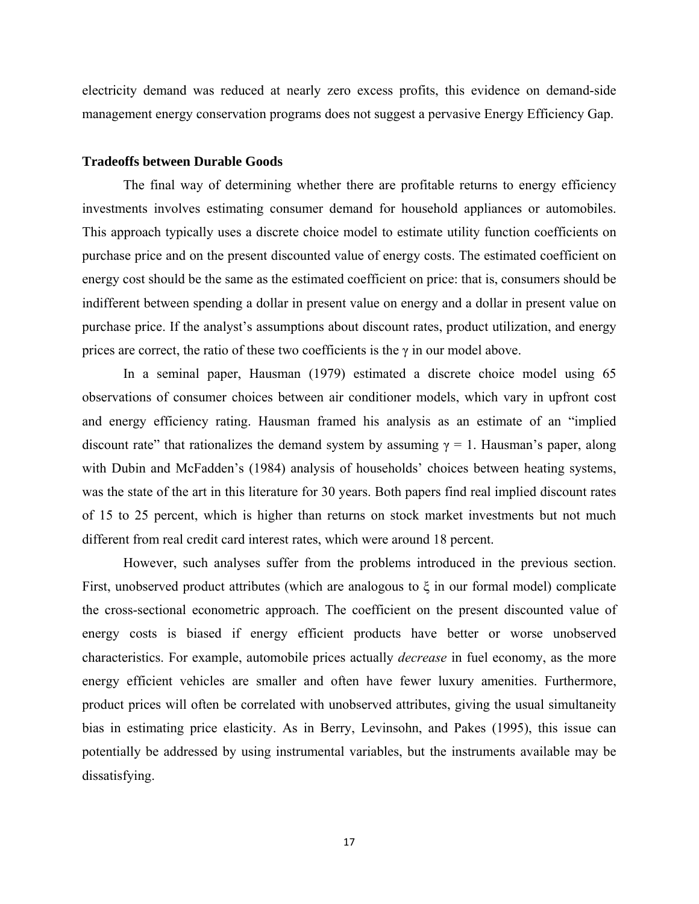electricity demand was reduced at nearly zero excess profits, this evidence on demand-side management energy conservation programs does not suggest a pervasive Energy Efficiency Gap.

### Tradeoffs between Durable Goods

The final way of determining whether there are profitable returns to energy efficiency investments involves estimating consumer demand for household appliances or automobiles. This approach typically uses a discrete choice model to estimate utility function coefficients on purchase price and on the present discounted value of energy costs. The estimated coefficient on energy cost should be the same as the estimated coefficient on price: that is, consumers should be indifferent between spending a dollar in present value on energy and a dollar in present value on purchase price. If the analyst's assumptions about discount rates, product utilization, and energy prices are correct, the ratio of these two coefficients is the $\gamma$ in our model above.

In a seminal paper, Hausman (1979) estimated a discrete choice model using 65 observations of consumer choices between air conditioner models, which vary in upfront cost and energy efficiency rating. Hausman framed his analysis as an estimate of an "implied discount rate" that rationalizes the demand system by assuming $\gamma = 1$. Hausman's paper, along with Dubin and McFadden's (1984) analysis of households' choices between heating systems, was the state of the art in this literature for 30 years. Both papers find real implied discount rates of 15 to 25 percent, which is higher than returns on stock market investments but not much different from real credit card interest rates, which were around 18 percent.

However, such analyses suffer from the problems introduced in the previous section. First, unobserved product attributes (which are analogous to $\xi$ in our formal model) complicate the cross-sectional econometric approach. The coefficient on the present discounted value of energy costs is biased if energy efficient products have better or worse unobserved characteristics. For example, automobile prices actually *decrease* in fuel economy, as the more energy efficient vehicles are smaller and often have fewer luxury amenities. Furthermore, product prices will often be correlated with unobserved attributes, giving the usual simultaneity bias in estimating price elasticity. As in Berry, Levinsohn, and Pakes (1995), this issue can potentially be addressed by using instrumental variables, but the instruments available may be dissatisfying.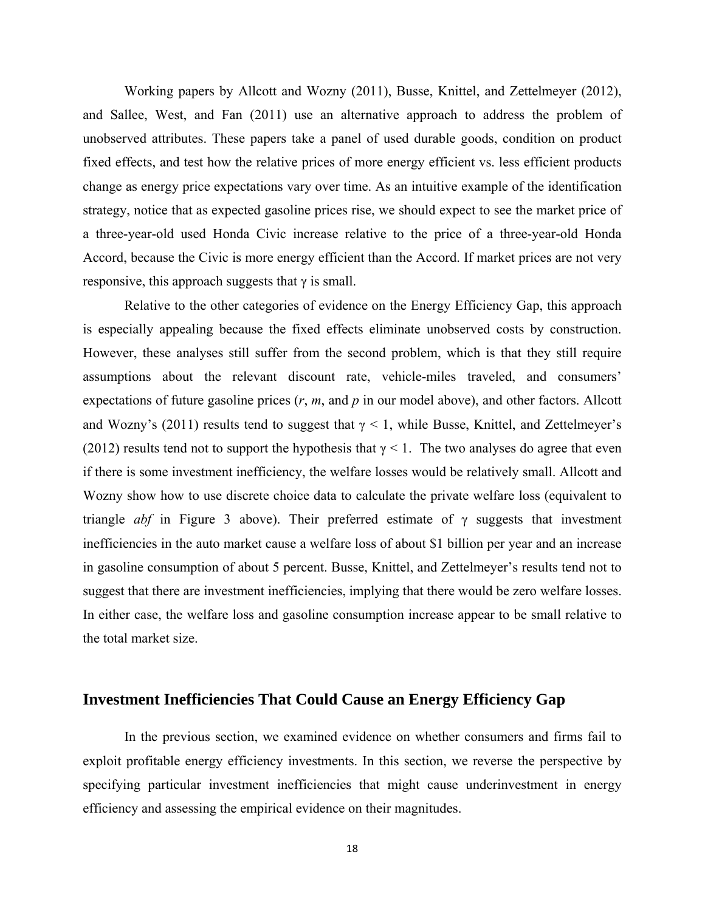Working papers by Allcott and Wozny (2011), Busse, Knittel, and Zettelmeyer (2012), and Sallee, West, and Fan (2011) use an alternative approach to address the problem of unobserved attributes. These papers take a panel of used durable goods, condition on product fixed effects, and test how the relative prices of more energy efficient vs. less efficient products change as energy price expectations vary over time. As an intuitive example of the identification strategy, notice that as expected gasoline prices rise, we should expect to see the market price of a three-year-old used Honda Civic increase relative to the price of a three-year-old Honda Accord, because the Civic is more energy efficient than the Accord. If market prices are not very responsive, this approach suggests that $\gamma$ is small.

Relative to the other categories of evidence on the Energy Efficiency Gap, this approach is especially appealing because the fixed effects eliminate unobserved costs by construction. However, these analyses still suffer from the second problem, which is that they still require assumptions about the relevant discount rate, vehicle-miles traveled, and consumers' expectations of future gasoline prices ($r$, $m$, and $p$ in our model above), and other factors. Allcott and Wozny's (2011) results tend to suggest that $\gamma < 1$, while Busse, Knittel, and Zettelmeyer's (2012) results tend not to support the hypothesis that $\gamma < 1$. The two analyses do agree that even if there is some investment inefficiency, the welfare losses would be relatively small. Allcott and Wozny show how to use discrete choice data to calculate the private welfare loss (equivalent to triangle *abf* in Figure 3 above). Their preferred estimate of $\gamma$ suggests that investment inefficiencies in the auto market cause a welfare loss of about \$1 billion per year and an increase in gasoline consumption of about 5 percent. Busse, Knittel, and Zettelmeyer's results tend not to suggest that there are investment inefficiencies, implying that there would be zero welfare losses. In either case, the welfare loss and gasoline consumption increase appear to be small relative to the total market size.

## Investment Inefficiencies That Could Cause an Energy Efficiency Gap

In the previous section, we examined evidence on whether consumers and firms fail to exploit profitable energy efficiency investments. In this section, we reverse the perspective by specifying particular investment inefficiencies that might cause underinvestment in energy efficiency and assessing the empirical evidence on their magnitudes.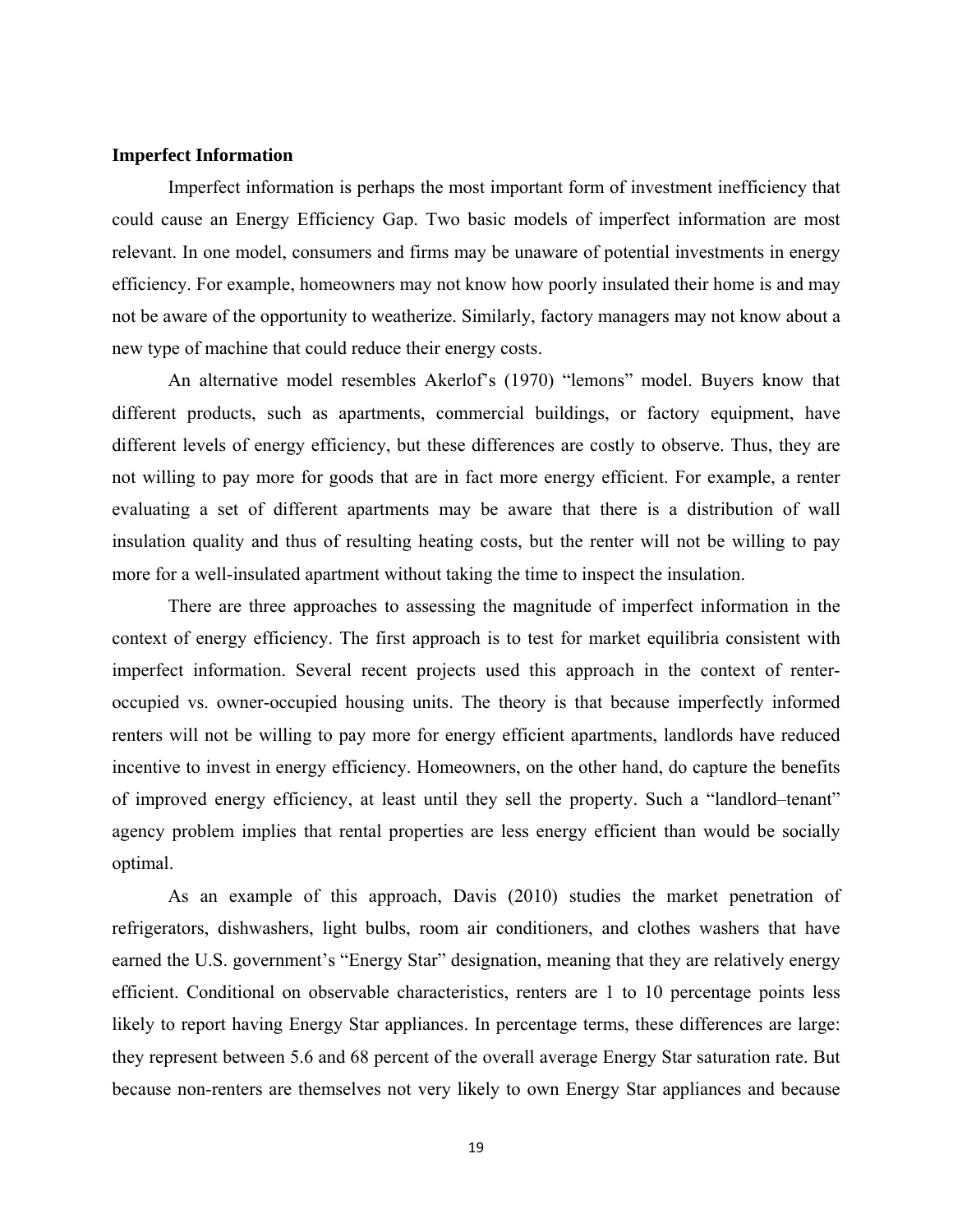### Imperfect Information

Imperfect information is perhaps the most important form of investment inefficiency that could cause an Energy Efficiency Gap. Two basic models of imperfect information are most relevant. In one model, consumers and firms may be unaware of potential investments in energy efficiency. For example, homeowners may not know how poorly insulated their home is and may not be aware of the opportunity to weatherize. Similarly, factory managers may not know about a new type of machine that could reduce their energy costs.

An alternative model resembles Akerlof's (1970) "lemons" model. Buyers know that different products, such as apartments, commercial buildings, or factory equipment, have different levels of energy efficiency, but these differences are costly to observe. Thus, they are not willing to pay more for goods that are in fact more energy efficient. For example, a renter evaluating a set of different apartments may be aware that there is a distribution of wall insulation quality and thus of resulting heating costs, but the renter will not be willing to pay more for a well-insulated apartment without taking the time to inspect the insulation.

There are three approaches to assessing the magnitude of imperfect information in the context of energy efficiency. The first approach is to test for market equilibria consistent with imperfect information. Several recent projects used this approach in the context of renter-occupied vs. owner-occupied housing units. The theory is that because imperfectly informed renters will not be willing to pay more for energy efficient apartments, landlords have reduced incentive to invest in energy efficiency. Homeowners, on the other hand, do capture the benefits of improved energy efficiency, at least until they sell the property. Such a "landlord–tenant" agency problem implies that rental properties are less energy efficient than would be socially optimal.

As an example of this approach, Davis (2010) studies the market penetration of refrigerators, dishwashers, light bulbs, room air conditioners, and clothes washers that have earned the U.S. government's "Energy Star" designation, meaning that they are relatively energy efficient. Conditional on observable characteristics, renters are 1 to 10 percentage points less likely to report having Energy Star appliances. In percentage terms, these differences are large: they represent between 5.6 and 68 percent of the overall average Energy Star saturation rate. But because non-renters are themselves not very likely to own Energy Star appliances and because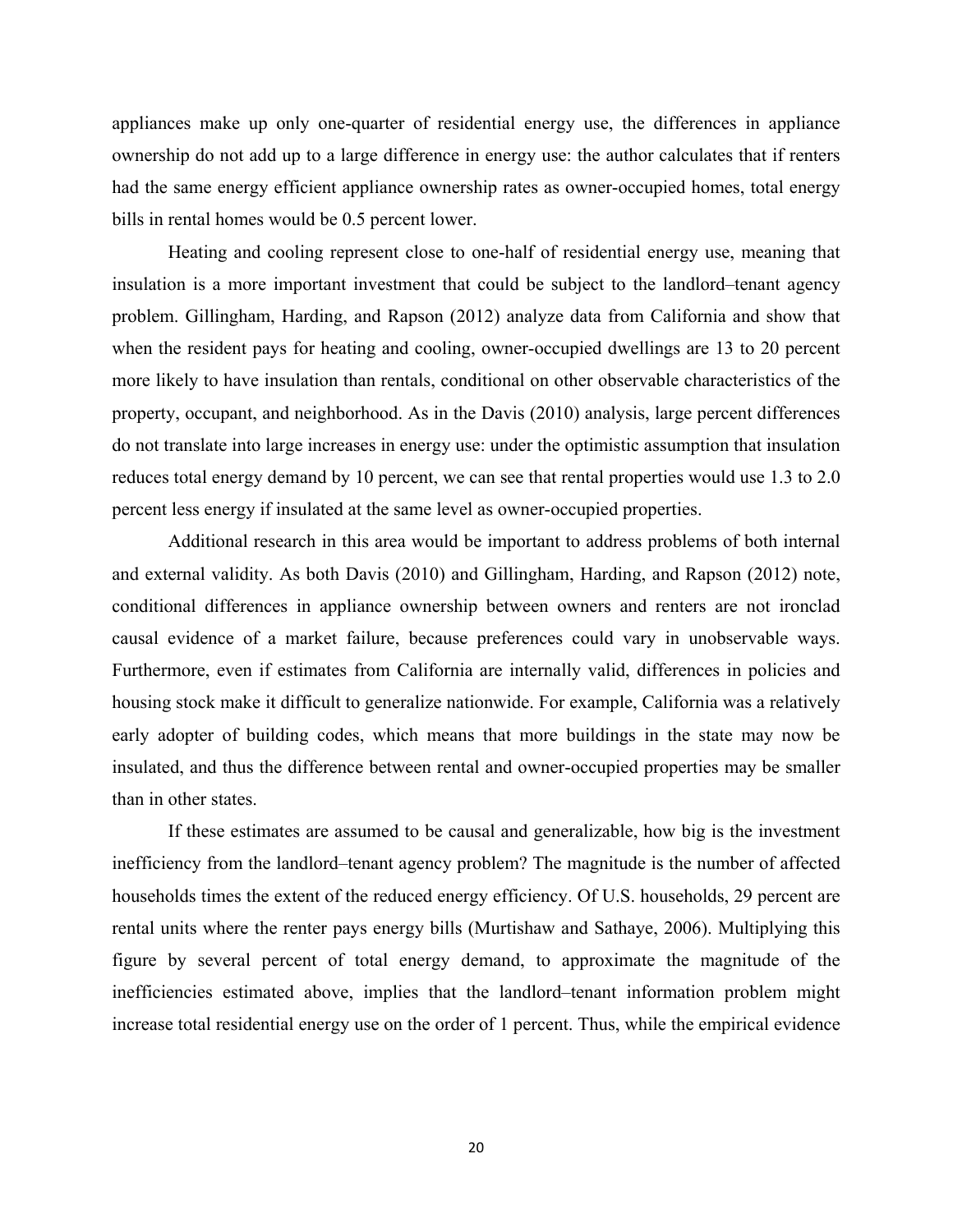appliances make up only one-quarter of residential energy use, the differences in appliance ownership do not add up to a large difference in energy use: the author calculates that if renters had the same energy efficient appliance ownership rates as owner-occupied homes, total energy bills in rental homes would be 0.5 percent lower.

Heating and cooling represent close to one-half of residential energy use, meaning that insulation is a more important investment that could be subject to the landlord–tenant agency problem. Gillingham, Harding, and Rapson (2012) analyze data from California and show that when the resident pays for heating and cooling, owner-occupied dwellings are 13 to 20 percent more likely to have insulation than rentals, conditional on other observable characteristics of the property, occupant, and neighborhood. As in the Davis (2010) analysis, large percent differences do not translate into large increases in energy use: under the optimistic assumption that insulation reduces total energy demand by 10 percent, we can see that rental properties would use 1.3 to 2.0 percent less energy if insulated at the same level as owner-occupied properties.

Additional research in this area would be important to address problems of both internal and external validity. As both Davis (2010) and Gillingham, Harding, and Rapson (2012) note, conditional differences in appliance ownership between owners and renters are not ironclad causal evidence of a market failure, because preferences could vary in unobservable ways. Furthermore, even if estimates from California are internally valid, differences in policies and housing stock make it difficult to generalize nationwide. For example, California was a relatively early adopter of building codes, which means that more buildings in the state may now be insulated, and thus the difference between rental and owner-occupied properties may be smaller than in other states.

If these estimates are assumed to be causal and generalizable, how big is the investment inefficiency from the landlord–tenant agency problem? The magnitude is the number of affected households times the extent of the reduced energy efficiency. Of U.S. households, 29 percent are rental units where the renter pays energy bills (Murtishaw and Sathaye, 2006). Multiplying this figure by several percent of total energy demand, to approximate the magnitude of the inefficiencies estimated above, implies that the landlord–tenant information problem might increase total residential energy use on the order of 1 percent. Thus, while the empirical evidence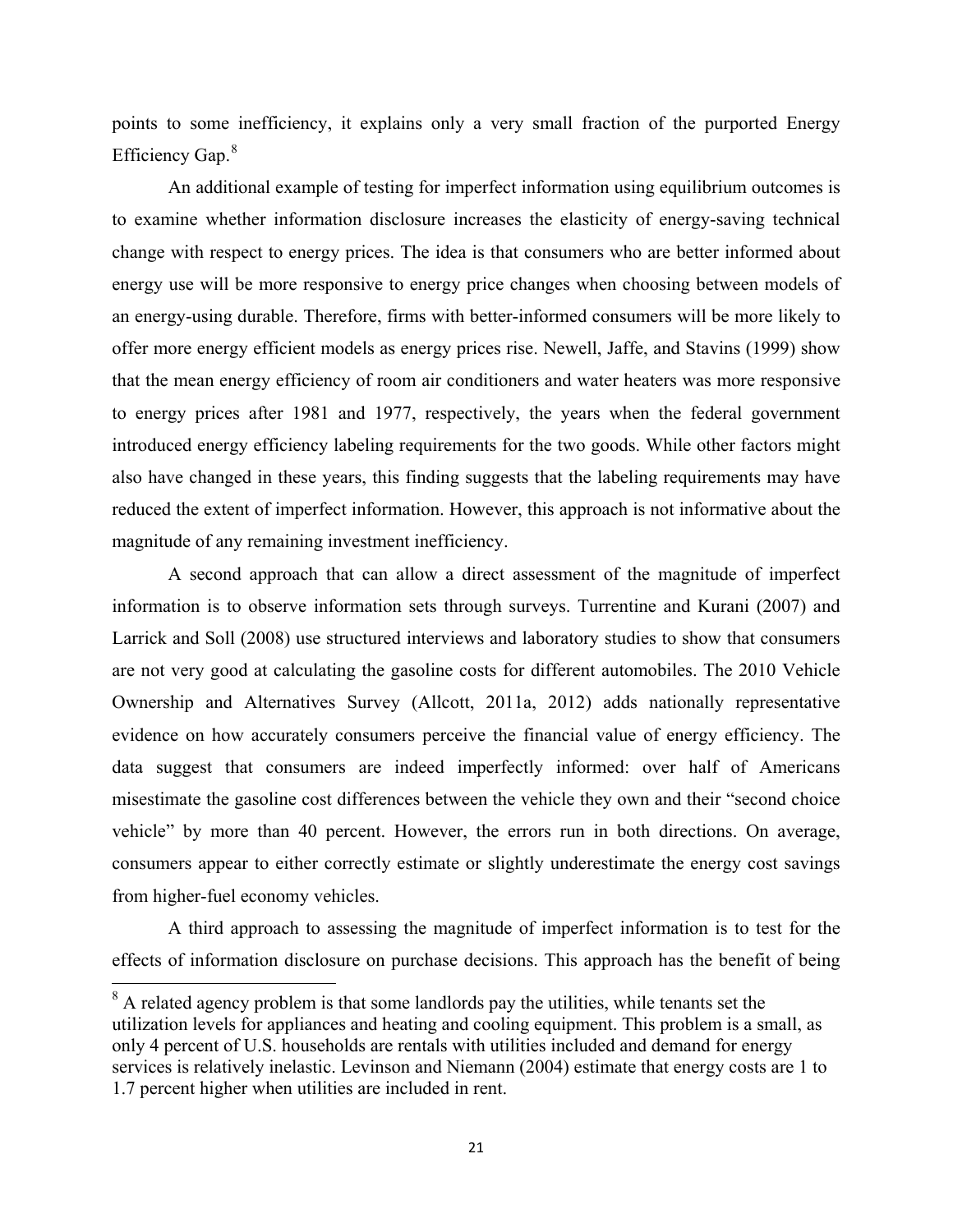points to some inefficiency, it explains only a very small fraction of the purported Energy Efficiency Gap.[8]

An additional example of testing for imperfect information using equilibrium outcomes is to examine whether information disclosure increases the elasticity of energy-saving technical change with respect to energy prices. The idea is that consumers who are better informed about energy use will be more responsive to energy price changes when choosing between models of an energy-using durable. Therefore, firms with better-informed consumers will be more likely to offer more energy efficient models as energy prices rise. Newell, Jaffe, and Stavins (1999) show that the mean energy efficiency of room air conditioners and water heaters was more responsive to energy prices after 1981 and 1977, respectively, the years when the federal government introduced energy efficiency labeling requirements for the two goods. While other factors might also have changed in these years, this finding suggests that the labeling requirements may have reduced the extent of imperfect information. However, this approach is not informative about the magnitude of any remaining investment inefficiency.

A second approach that can allow a direct assessment of the magnitude of imperfect information is to observe information sets through surveys. Turrentine and Kurani (2007) and Larrick and Soll (2008) use structured interviews and laboratory studies to show that consumers are not very good at calculating the gasoline costs for different automobiles. The 2010 Vehicle Ownership and Alternatives Survey (Allcott, 2011a, 2012) adds nationally representative evidence on how accurately consumers perceive the financial value of energy efficiency. The data suggest that consumers are indeed imperfectly informed: over half of Americans misestimate the gasoline cost differences between the vehicle they own and their "second choice vehicle" by more than 40 percent. However, the errors run in both directions. On average, consumers appear to either correctly estimate or slightly underestimate the energy cost savings from higher-fuel economy vehicles.

A third approach to assessing the magnitude of imperfect information is to test for the effects of information disclosure on purchase decisions. This approach has the benefit of being

[8] A related agency problem is that some landlords pay the utilities, while tenants set the utilization levels for appliances and heating and cooling equipment. This problem is a small, as only 4 percent of U.S. households are rentals with utilities included and demand for energy services is relatively inelastic. Levinson and Niemann (2004) estimate that energy costs are 1 to 1.7 percent higher when utilities are included in rent.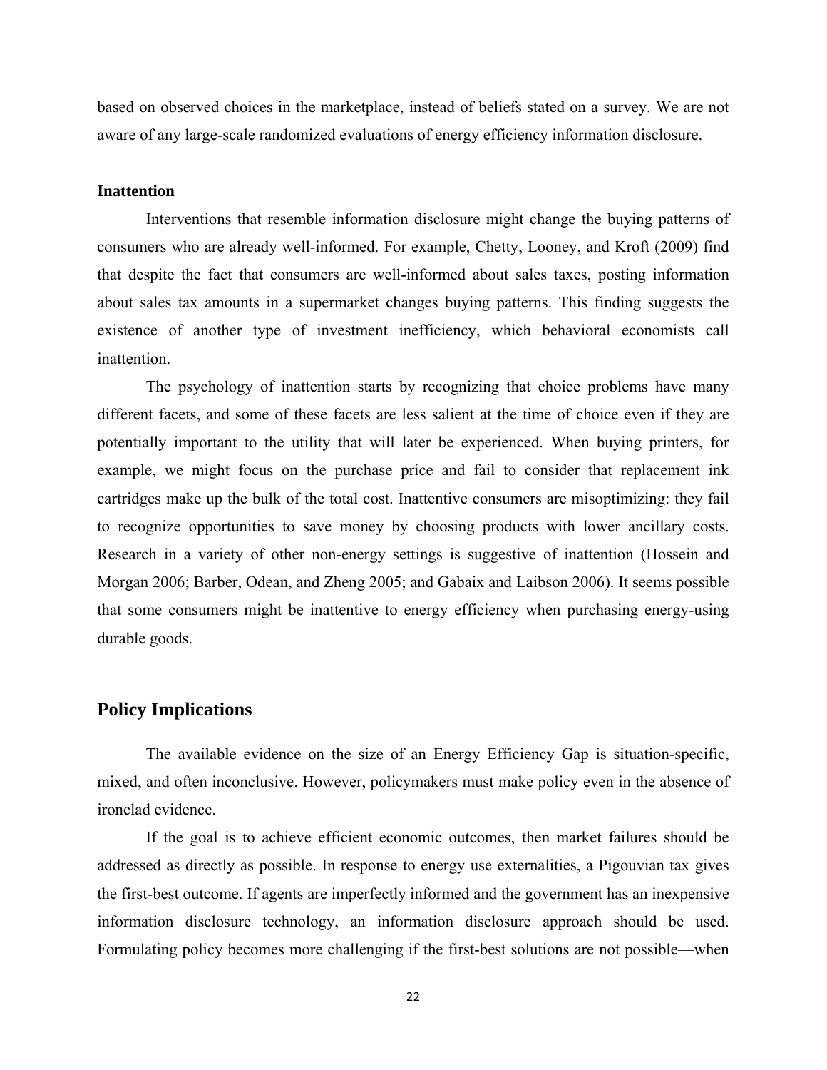based on observed choices in the marketplace, instead of beliefs stated on a survey. We are not aware of any large-scale randomized evaluations of energy efficiency information disclosure.

### Inattention

Interventions that resemble information disclosure might change the buying patterns of consumers who are already well-informed. For example, Chetty, Looney, and Kroft (2009) find that despite the fact that consumers are well-informed about sales taxes, posting information about sales tax amounts in a supermarket changes buying patterns. This finding suggests the existence of another type of investment inefficiency, which behavioral economists call inattention.

The psychology of inattention starts by recognizing that choice problems have many different facets, and some of these facets are less salient at the time of choice even if they are potentially important to the utility that will later be experienced. When buying printers, for example, we might focus on the purchase price and fail to consider that replacement ink cartridges make up the bulk of the total cost. Inattentive consumers are misoptimizing: they fail to recognize opportunities to save money by choosing products with lower ancillary costs. Research in a variety of other non-energy settings is suggestive of inattention (Hossein and Morgan 2006; Barber, Odean, and Zheng 2005; and Gabaix and Laibson 2006). It seems possible that some consumers might be inattentive to energy efficiency when purchasing energy-using durable goods.

## Policy Implications

The available evidence on the size of an Energy Efficiency Gap is situation-specific, mixed, and often inconclusive. However, policymakers must make policy even in the absence of ironclad evidence.

If the goal is to achieve efficient economic outcomes, then market failures should be addressed as directly as possible. In response to energy use externalities, a Pigouvian tax gives the first-best outcome. If agents are imperfectly informed and the government has an inexpensive information disclosure technology, an information disclosure approach should be used. Formulating policy becomes more challenging if the first-best solutions are not possible—when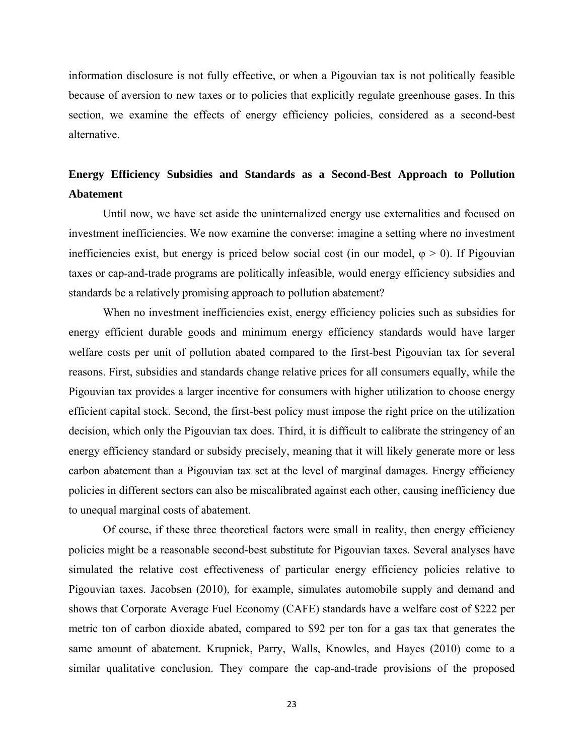information disclosure is not fully effective, or when a Pigouvian tax is not politically feasible because of aversion to new taxes or to policies that explicitly regulate greenhouse gases. In this section, we examine the effects of energy efficiency policies, considered as a second-best alternative.

## Energy Efficiency Subsidies and Standards as a Second-Best Approach to Pollution Abatement

Until now, we have set aside the uninternalized energy use externalities and focused on investment inefficiencies. We now examine the converse: imagine a setting where no investment inefficiencies exist, but energy is priced below social cost (in our model, $\varphi > 0$). If Pigouvian taxes or cap-and-trade programs are politically infeasible, would energy efficiency subsidies and standards be a relatively promising approach to pollution abatement?

When no investment inefficiencies exist, energy efficiency policies such as subsidies for energy efficient durable goods and minimum energy efficiency standards would have larger welfare costs per unit of pollution abated compared to the first-best Pigouvian tax for several reasons. First, subsidies and standards change relative prices for all consumers equally, while the Pigouvian tax provides a larger incentive for consumers with higher utilization to choose energy efficient capital stock. Second, the first-best policy must impose the right price on the utilization decision, which only the Pigouvian tax does. Third, it is difficult to calibrate the stringency of an energy efficiency standard or subsidy precisely, meaning that it will likely generate more or less carbon abatement than a Pigouvian tax set at the level of marginal damages. Energy efficiency policies in different sectors can also be miscalibrated against each other, causing inefficiency due to unequal marginal costs of abatement.

Of course, if these three theoretical factors were small in reality, then energy efficiency policies might be a reasonable second-best substitute for Pigouvian taxes. Several analyses have simulated the relative cost effectiveness of particular energy efficiency policies relative to Pigouvian taxes. Jacobsen (2010), for example, simulates automobile supply and demand and shows that Corporate Average Fuel Economy (CAFE) standards have a welfare cost of $222 per metric ton of carbon dioxide abated, compared to $92 per ton for a gas tax that generates the same amount of abatement. Krupnick, Parry, Walls, Knowles, and Hayes (2010) come to a similar qualitative conclusion. They compare the cap-and-trade provisions of the proposed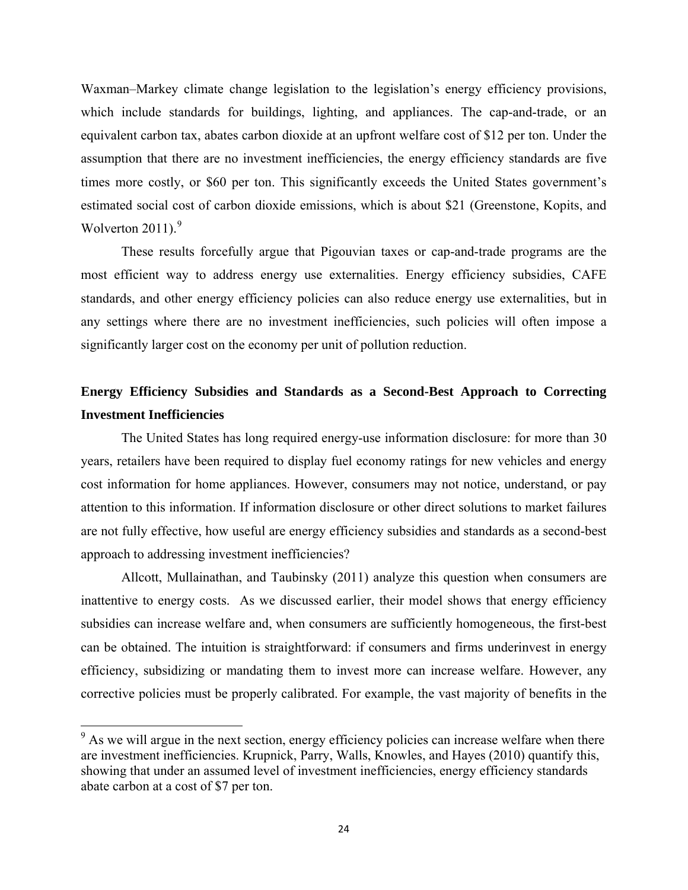Waxman–Markey climate change legislation to the legislation's energy efficiency provisions, which include standards for buildings, lighting, and appliances. The cap-and-trade, or an equivalent carbon tax, abates carbon dioxide at an upfront welfare cost of $12 per ton. Under the assumption that there are no investment inefficiencies, the energy efficiency standards are five times more costly, or $60 per ton. This significantly exceeds the United States government's estimated social cost of carbon dioxide emissions, which is about $21 (Greenstone, Kopits, and Wolverton 2011).[9]

These results forcefully argue that Pigouvian taxes or cap-and-trade programs are the most efficient way to address energy use externalities. Energy efficiency subsidies, CAFE standards, and other energy efficiency policies can also reduce energy use externalities, but in any settings where there are no investment inefficiencies, such policies will often impose a significantly larger cost on the economy per unit of pollution reduction.

**Energy Efficiency Subsidies and Standards as a Second-Best Approach to Correcting Investment Inefficiencies**

The United States has long required energy-use information disclosure: for more than 30 years, retailers have been required to display fuel economy ratings for new vehicles and energy cost information for home appliances. However, consumers may not notice, understand, or pay attention to this information. If information disclosure or other direct solutions to market failures are not fully effective, how useful are energy efficiency subsidies and standards as a second-best approach to addressing investment inefficiencies?

Allcott, Mullainathan, and Taubinsky (2011) analyze this question when consumers are inattentive to energy costs. As we discussed earlier, their model shows that energy efficiency subsidies can increase welfare and, when consumers are sufficiently homogeneous, the first-best can be obtained. The intuition is straightforward: if consumers and firms underinvest in energy efficiency, subsidizing or mandating them to invest more can increase welfare. However, any corrective policies must be properly calibrated. For example, the vast majority of benefits in the

[9] As we will argue in the next section, energy efficiency policies can increase welfare when there are investment inefficiencies. Krupnick, Parry, Walls, Knowles, and Hayes (2010) quantify this, showing that under an assumed level of investment inefficiencies, energy efficiency standards abate carbon at a cost of $7 per ton.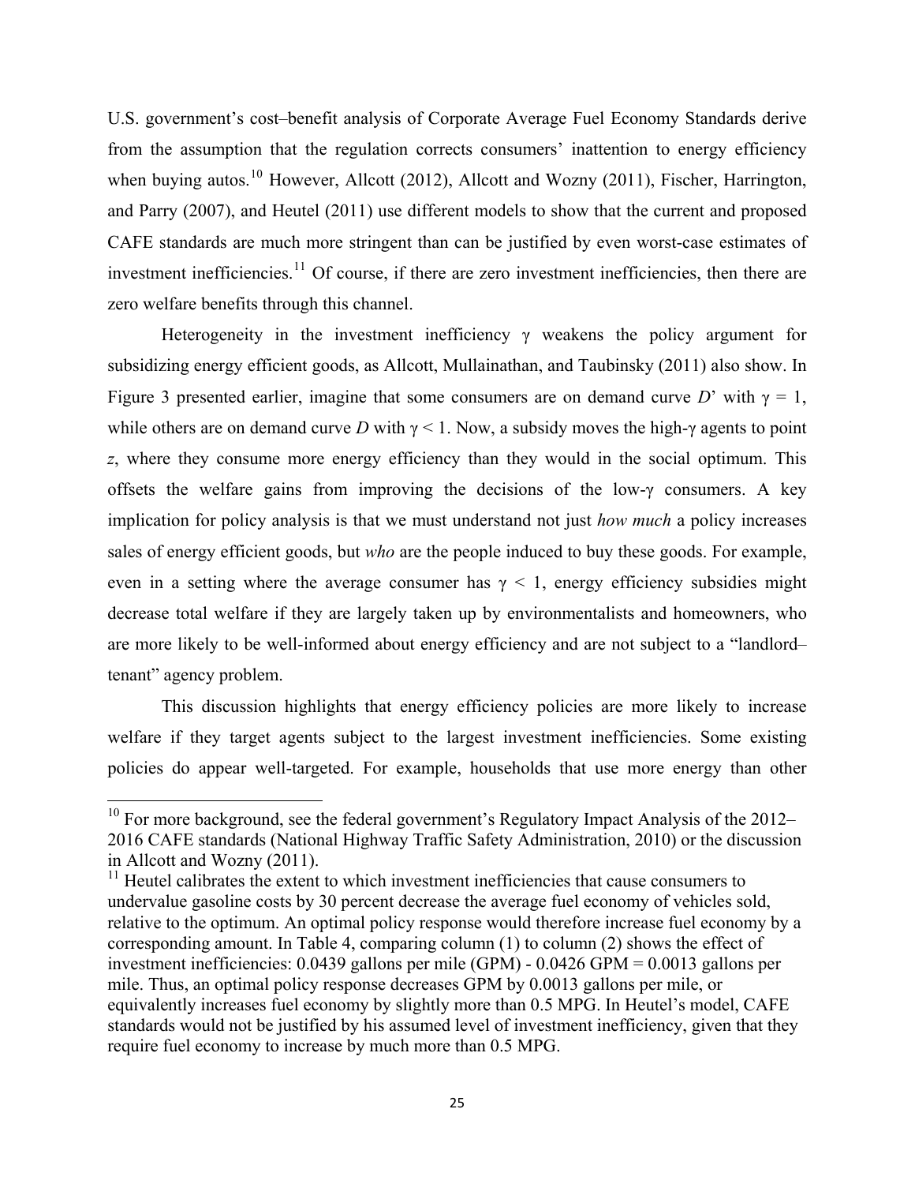U.S. government's cost–benefit analysis of Corporate Average Fuel Economy Standards derive from the assumption that the regulation corrects consumers' inattention to energy efficiency when buying autos.[10] However, Allcott (2012), Allcott and Wozny (2011), Fischer, Harrington, and Parry (2007), and Heutel (2011) use different models to show that the current and proposed CAFE standards are much more stringent than can be justified by even worst-case estimates of investment inefficiencies.[11] Of course, if there are zero investment inefficiencies, then there are zero welfare benefits through this channel.

Heterogeneity in the investment inefficiency $\gamma$ weakens the policy argument for subsidizing energy efficient goods, as Allcott, Mullainathan, and Taubinsky (2011) also show. In Figure 3 presented earlier, imagine that some consumers are on demand curve $D'$ with $\gamma = 1$, while others are on demand curve $D$ with $\gamma < 1$. Now, a subsidy moves the high-$\gamma$ agents to point $z$, where they consume more energy efficiency than they would in the social optimum. This offsets the welfare gains from improving the decisions of the low-$\gamma$ consumers. A key implication for policy analysis is that we must understand not just *how much* a policy increases sales of energy efficient goods, but *who* are the people induced to buy these goods. For example, even in a setting where the average consumer has $\gamma < 1$, energy efficiency subsidies might decrease total welfare if they are largely taken up by environmentalists and homeowners, who are more likely to be well-informed about energy efficiency and are not subject to a "landlord–tenant" agency problem.

This discussion highlights that energy efficiency policies are more likely to increase welfare if they target agents subject to the largest investment inefficiencies. Some existing policies do appear well-targeted. For example, households that use more energy than other

[10] For more background, see the federal government's Regulatory Impact Analysis of the 2012–2016 CAFE standards (National Highway Traffic Safety Administration, 2010) or the discussion in Allcott and Wozny (2011).

[11] Heutel calibrates the extent to which investment inefficiencies that cause consumers to undervalue gasoline costs by 30 percent decrease the average fuel economy of vehicles sold, relative to the optimum. An optimal policy response would therefore increase fuel economy by a corresponding amount. In Table 4, comparing column (1) to column (2) shows the effect of investment inefficiencies: 0.0439 gallons per mile (GPM) - 0.0426 GPM = 0.0013 gallons per mile. Thus, an optimal policy response decreases GPM by 0.0013 gallons per mile, or equivalently increases fuel economy by slightly more than 0.5 MPG. In Heutel's model, CAFE standards would not be justified by his assumed level of investment inefficiency, given that they require fuel economy to increase by much more than 0.5 MPG.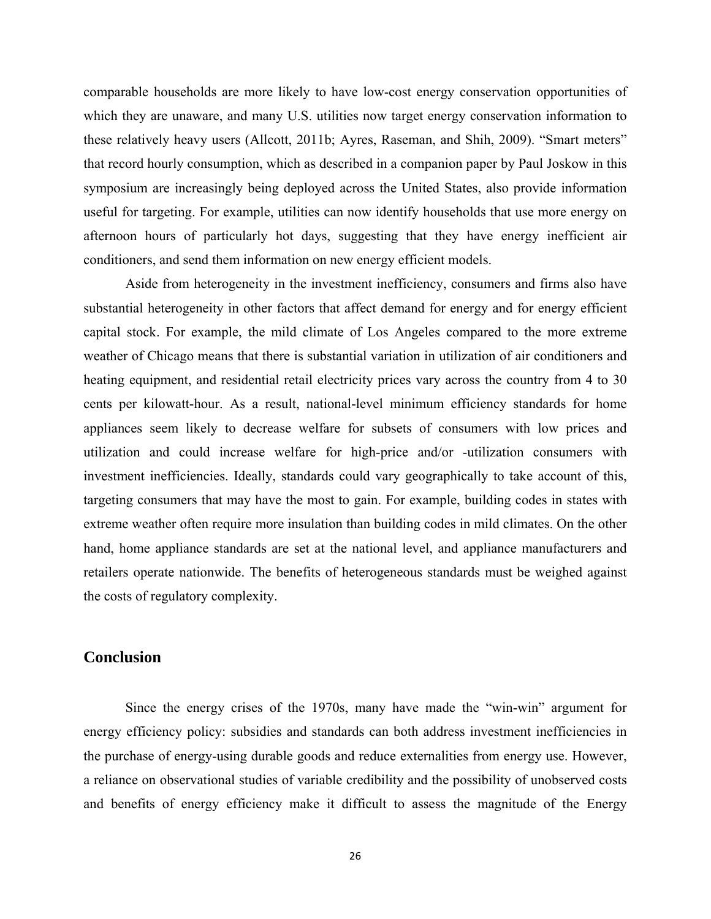comparable households are more likely to have low-cost energy conservation opportunities of which they are unaware, and many U.S. utilities now target energy conservation information to these relatively heavy users (Allcott, 2011b; Ayres, Raseman, and Shih, 2009). "Smart meters" that record hourly consumption, which as described in a companion paper by Paul Joskow in this symposium are increasingly being deployed across the United States, also provide information useful for targeting. For example, utilities can now identify households that use more energy on afternoon hours of particularly hot days, suggesting that they have energy inefficient air conditioners, and send them information on new energy efficient models.

Aside from heterogeneity in the investment inefficiency, consumers and firms also have substantial heterogeneity in other factors that affect demand for energy and for energy efficient capital stock. For example, the mild climate of Los Angeles compared to the more extreme weather of Chicago means that there is substantial variation in utilization of air conditioners and heating equipment, and residential retail electricity prices vary across the country from 4 to 30 cents per kilowatt-hour. As a result, national-level minimum efficiency standards for home appliances seem likely to decrease welfare for subsets of consumers with low prices and utilization and could increase welfare for high-price and/or -utilization consumers with investment inefficiencies. Ideally, standards could vary geographically to take account of this, targeting consumers that may have the most to gain. For example, building codes in states with extreme weather often require more insulation than building codes in mild climates. On the other hand, home appliance standards are set at the national level, and appliance manufacturers and retailers operate nationwide. The benefits of heterogeneous standards must be weighed against the costs of regulatory complexity.

## Conclusion

Since the energy crises of the 1970s, many have made the "win-win" argument for energy efficiency policy: subsidies and standards can both address investment inefficiencies in the purchase of energy-using durable goods and reduce externalities from energy use. However, a reliance on observational studies of variable credibility and the possibility of unobserved costs and benefits of energy efficiency make it difficult to assess the magnitude of the Energy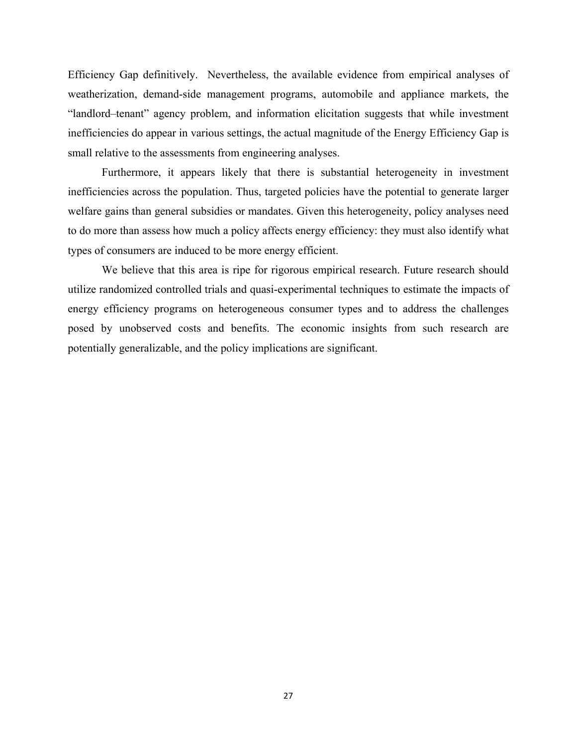Efficiency Gap definitively. Nevertheless, the available evidence from empirical analyses of weatherization, demand-side management programs, automobile and appliance markets, the "landlord–tenant" agency problem, and information elicitation suggests that while investment inefficiencies do appear in various settings, the actual magnitude of the Energy Efficiency Gap is small relative to the assessments from engineering analyses.

Furthermore, it appears likely that there is substantial heterogeneity in investment inefficiencies across the population. Thus, targeted policies have the potential to generate larger welfare gains than general subsidies or mandates. Given this heterogeneity, policy analyses need to do more than assess how much a policy affects energy efficiency: they must also identify what types of consumers are induced to be more energy efficient.

We believe that this area is ripe for rigorous empirical research. Future research should utilize randomized controlled trials and quasi-experimental techniques to estimate the impacts of energy efficiency programs on heterogeneous consumer types and to address the challenges posed by unobserved costs and benefits. The economic insights from such research are potentially generalizable, and the policy implications are significant.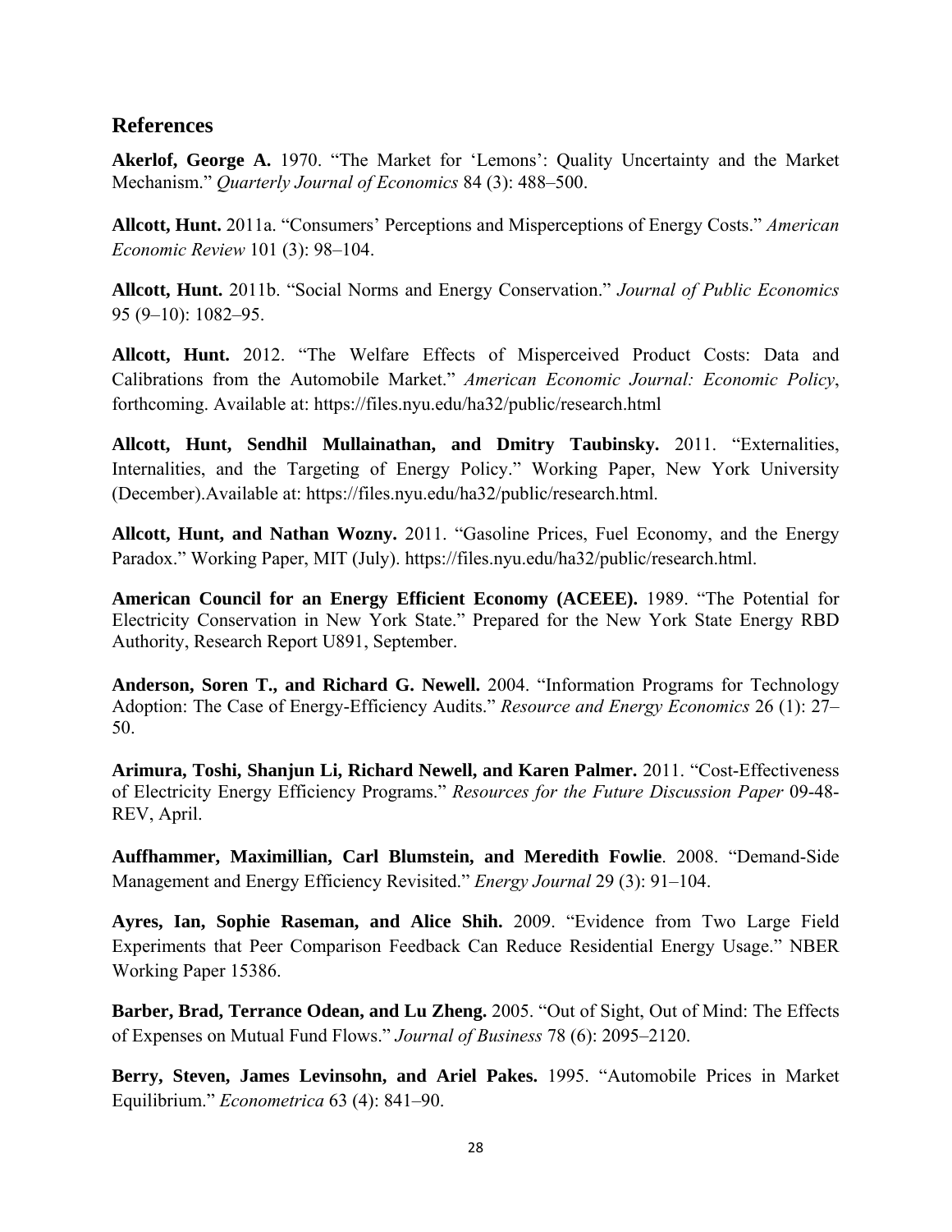## References

**Akerlof, George A.** 1970. "The Market for 'Lemons': Quality Uncertainty and the Market Mechanism." *Quarterly Journal of Economics* 84 (3): 488–500.

**Allcott, Hunt.** 2011a. "Consumers' Perceptions and Misperceptions of Energy Costs." *American Economic Review* 101 (3): 98–104.

**Allcott, Hunt.** 2011b. "Social Norms and Energy Conservation." *Journal of Public Economics* 95 (9–10): 1082–95.

**Allcott, Hunt.** 2012. "The Welfare Effects of Misperceived Product Costs: Data and Calibrations from the Automobile Market." *American Economic Journal: Economic Policy*, forthcoming. Available at: https://files.nyu.edu/ha32/public/research.html

**Allcott, Hunt, Sendhil Mullainathan, and Dmitry Taubinsky.** 2011. "Externalities, Internalities, and the Targeting of Energy Policy." Working Paper, New York University (December).Available at: https://files.nyu.edu/ha32/public/research.html.

**Allcott, Hunt, and Nathan Wozny.** 2011. "Gasoline Prices, Fuel Economy, and the Energy Paradox." Working Paper, MIT (July). https://files.nyu.edu/ha32/public/research.html.

**American Council for an Energy Efficient Economy (ACEEE).** 1989. "The Potential for Electricity Conservation in New York State." Prepared for the New York State Energy RBD Authority, Research Report U891, September.

**Anderson, Soren T., and Richard G. Newell.** 2004. "Information Programs for Technology Adoption: The Case of Energy-Efficiency Audits." *Resource and Energy Economics* 26 (1): 27–50.

**Arimura, Toshi, Shanjun Li, Richard Newell, and Karen Palmer.** 2011. "Cost-Effectiveness of Electricity Energy Efficiency Programs." *Resources for the Future Discussion Paper* 09-48-REV, April.

**Auffhammer, Maximillian, Carl Blumstein, and Meredith Fowlie**. 2008. "Demand-Side Management and Energy Efficiency Revisited." *Energy Journal* 29 (3): 91–104.

**Ayres, Ian, Sophie Raseman, and Alice Shih.** 2009. "Evidence from Two Large Field Experiments that Peer Comparison Feedback Can Reduce Residential Energy Usage." NBER Working Paper 15386.

**Barber, Brad, Terrance Odean, and Lu Zheng.** 2005. "Out of Sight, Out of Mind: The Effects of Expenses on Mutual Fund Flows." *Journal of Business* 78 (6): 2095–2120.

**Berry, Steven, James Levinsohn, and Ariel Pakes.** 1995. "Automobile Prices in Market Equilibrium." *Econometrica* 63 (4): 841–90.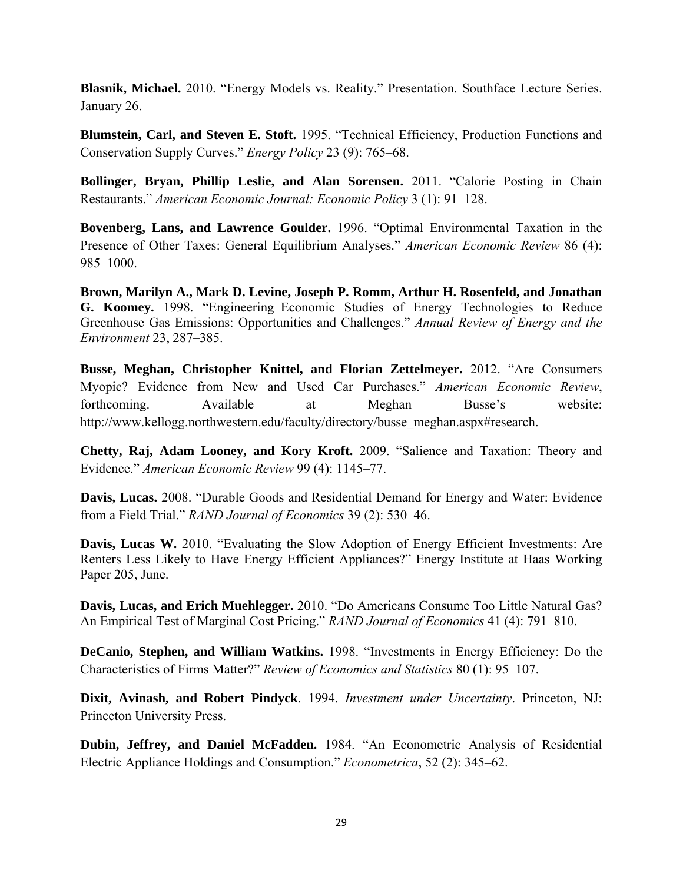**Blasnik, Michael.** 2010. "Energy Models vs. Reality." Presentation. Southface Lecture Series. January 26.

**Blumstein, Carl, and Steven E. Stoft.** 1995. "Technical Efficiency, Production Functions and Conservation Supply Curves." *Energy Policy* 23 (9): 765–68.

**Bollinger, Bryan, Phillip Leslie, and Alan Sorensen.** 2011. "Calorie Posting in Chain Restaurants." *American Economic Journal: Economic Policy* 3 (1): 91–128.

**Bovenberg, Lans, and Lawrence Goulder.** 1996. "Optimal Environmental Taxation in the Presence of Other Taxes: General Equilibrium Analyses." *American Economic Review* 86 (4): 985–1000.

**Brown, Marilyn A., Mark D. Levine, Joseph P. Romm, Arthur H. Rosenfeld, and Jonathan G. Koomey.** 1998. "Engineering–Economic Studies of Energy Technologies to Reduce Greenhouse Gas Emissions: Opportunities and Challenges." *Annual Review of Energy and the Environment* 23, 287–385.

**Busse, Meghan, Christopher Knittel, and Florian Zettelmeyer.** 2012. "Are Consumers Myopic? Evidence from New and Used Car Purchases." *American Economic Review*, forthcoming. Available at Meghan Busse's website: http://www.kellogg.northwestern.edu/faculty/directory/busse_meghan.aspx#research.

**Chetty, Raj, Adam Looney, and Kory Kroft.** 2009. "Salience and Taxation: Theory and Evidence." *American Economic Review* 99 (4): 1145–77.

**Davis, Lucas.** 2008. "Durable Goods and Residential Demand for Energy and Water: Evidence from a Field Trial." *RAND Journal of Economics* 39 (2): 530–46.

**Davis, Lucas W.** 2010. "Evaluating the Slow Adoption of Energy Efficient Investments: Are Renters Less Likely to Have Energy Efficient Appliances?" Energy Institute at Haas Working Paper 205, June.

**Davis, Lucas, and Erich Muehlegger.** 2010. "Do Americans Consume Too Little Natural Gas? An Empirical Test of Marginal Cost Pricing." *RAND Journal of Economics* 41 (4): 791–810.

**DeCanio, Stephen, and William Watkins.** 1998. "Investments in Energy Efficiency: Do the Characteristics of Firms Matter?" *Review of Economics and Statistics* 80 (1): 95–107.

**Dixit, Avinash, and Robert Pindyck**. 1994. *Investment under Uncertainty*. Princeton, NJ: Princeton University Press.

**Dubin, Jeffrey, and Daniel McFadden.** 1984. "An Econometric Analysis of Residential Electric Appliance Holdings and Consumption." *Econometrica*, 52 (2): 345–62.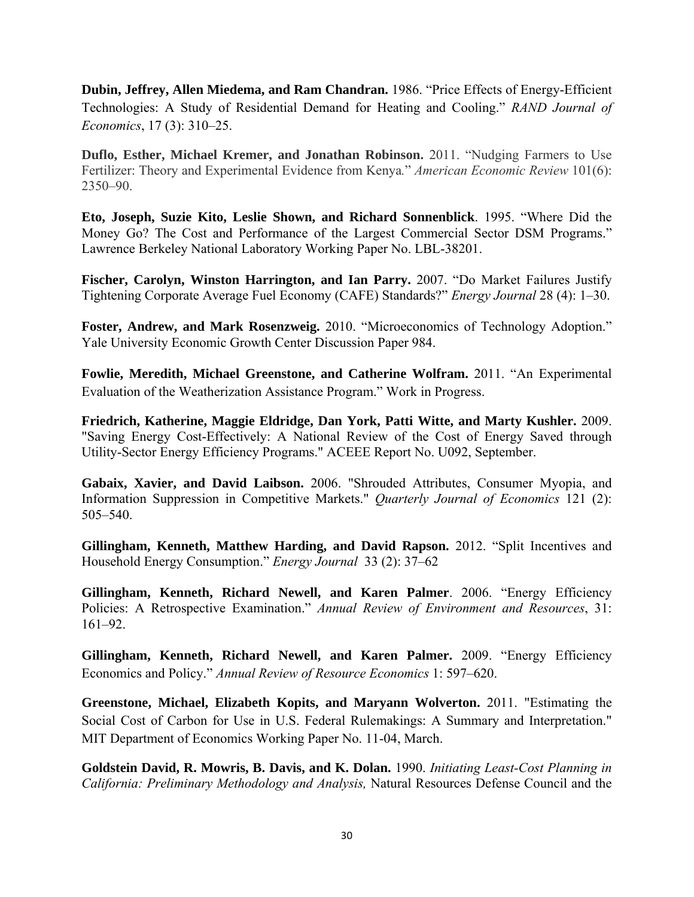**Dubin, Jeffrey, Allen Miedema, and Ram Chandran.** 1986. "Price Effects of Energy-Efficient Technologies: A Study of Residential Demand for Heating and Cooling." *RAND Journal of Economics*, 17 (3): 310–25.

**Duflo, Esther, Michael Kremer, and Jonathan Robinson.** 2011. "Nudging Farmers to Use Fertilizer: Theory and Experimental Evidence from Kenya." *American Economic Review* 101(6): 2350–90.

**Eto, Joseph, Suzie Kito, Leslie Shown, and Richard Sonnenblick**. 1995. "Where Did the Money Go? The Cost and Performance of the Largest Commercial Sector DSM Programs." Lawrence Berkeley National Laboratory Working Paper No. LBL-38201.

**Fischer, Carolyn, Winston Harrington, and Ian Parry.** 2007. "Do Market Failures Justify Tightening Corporate Average Fuel Economy (CAFE) Standards?" *Energy Journal* 28 (4): 1–30.

**Foster, Andrew, and Mark Rosenzweig.** 2010. "Microeconomics of Technology Adoption." Yale University Economic Growth Center Discussion Paper 984.

**Fowlie, Meredith, Michael Greenstone, and Catherine Wolfram.** 2011. "An Experimental Evaluation of the Weatherization Assistance Program." Work in Progress.

**Friedrich, Katherine, Maggie Eldridge, Dan York, Patti Witte, and Marty Kushler.** 2009. "Saving Energy Cost-Effectively: A National Review of the Cost of Energy Saved through Utility-Sector Energy Efficiency Programs." ACEEE Report No. U092, September.

**Gabaix, Xavier, and David Laibson.** 2006. "Shrouded Attributes, Consumer Myopia, and Information Suppression in Competitive Markets." *Quarterly Journal of Economics* 121 (2): 505–540.

**Gillingham, Kenneth, Matthew Harding, and David Rapson.** 2012. "Split Incentives and Household Energy Consumption." *Energy Journal* 33 (2): 37–62

**Gillingham, Kenneth, Richard Newell, and Karen Palmer**. 2006. "Energy Efficiency Policies: A Retrospective Examination." *Annual Review of Environment and Resources*, 31: 161–92.

**Gillingham, Kenneth, Richard Newell, and Karen Palmer.** 2009. "Energy Efficiency Economics and Policy." *Annual Review of Resource Economics* 1: 597–620.

**Greenstone, Michael, Elizabeth Kopits, and Maryann Wolverton.** 2011. "Estimating the Social Cost of Carbon for Use in U.S. Federal Rulemakings: A Summary and Interpretation." MIT Department of Economics Working Paper No. 11-04, March.

**Goldstein David, R. Mowris, B. Davis, and K. Dolan.** 1990. *Initiating Least-Cost Planning in California: Preliminary Methodology and Analysis,* Natural Resources Defense Council and the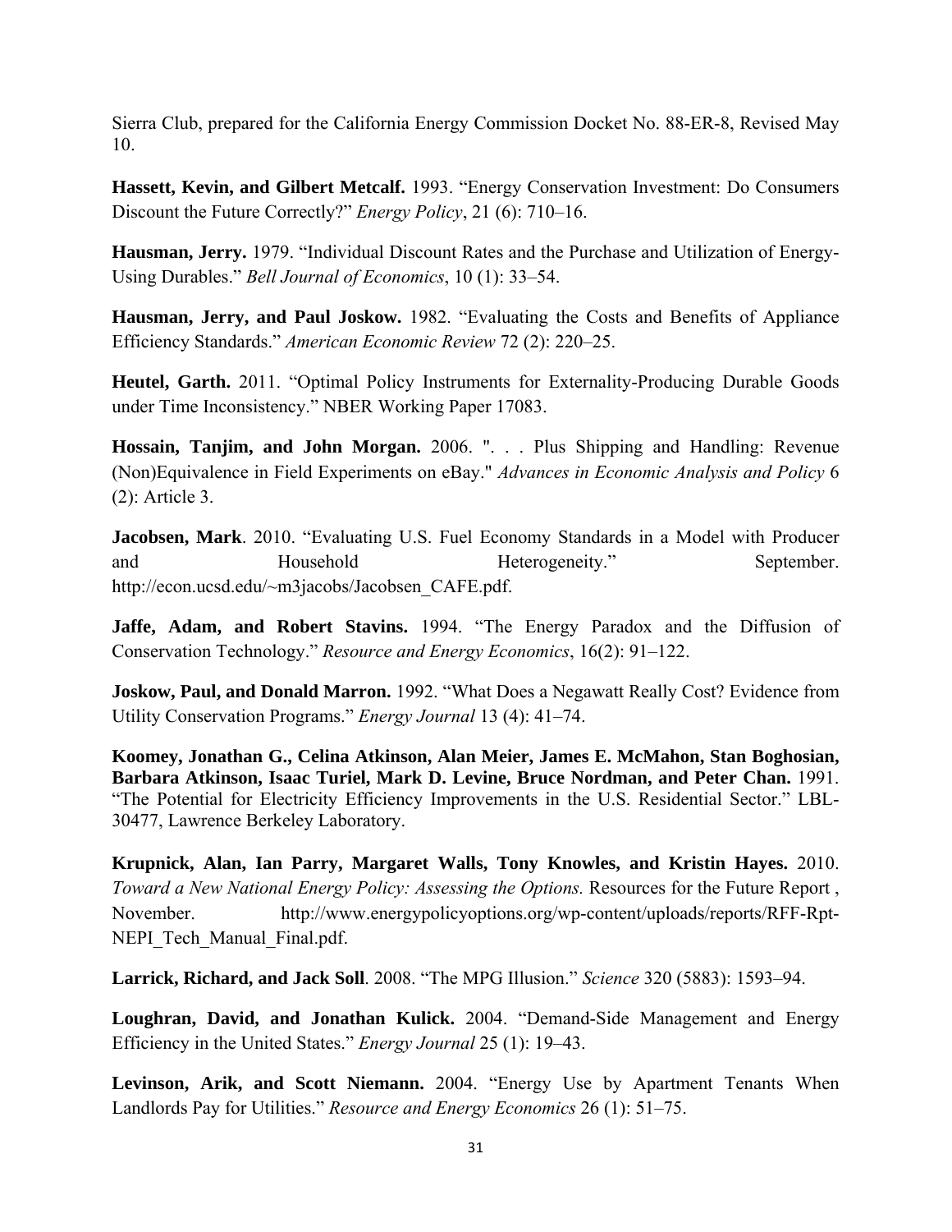Sierra Club, prepared for the California Energy Commission Docket No. 88-ER-8, Revised May 10.

**Hassett, Kevin, and Gilbert Metcalf.** 1993. "Energy Conservation Investment: Do Consumers Discount the Future Correctly?" *Energy Policy*, 21 (6): 710–16.

**Hausman, Jerry.** 1979. "Individual Discount Rates and the Purchase and Utilization of Energy-Using Durables." *Bell Journal of Economics*, 10 (1): 33–54.

**Hausman, Jerry, and Paul Joskow.** 1982. "Evaluating the Costs and Benefits of Appliance Efficiency Standards." *American Economic Review* 72 (2): 220–25.

**Heutel, Garth.** 2011. "Optimal Policy Instruments for Externality-Producing Durable Goods under Time Inconsistency." NBER Working Paper 17083.

**Hossain, Tanjim, and John Morgan.** 2006. ". . . Plus Shipping and Handling: Revenue (Non)Equivalence in Field Experiments on eBay." *Advances in Economic Analysis and Policy* 6 (2): Article 3.

**Jacobsen, Mark**. 2010. "Evaluating U.S. Fuel Economy Standards in a Model with Producer and Household Heterogeneity." September. http://econ.ucsd.edu/~m3jacobs/Jacobsen_CAFE.pdf.

**Jaffe, Adam, and Robert Stavins.** 1994. "The Energy Paradox and the Diffusion of Conservation Technology." *Resource and Energy Economics*, 16(2): 91–122.

**Joskow, Paul, and Donald Marron.** 1992. "What Does a Negawatt Really Cost? Evidence from Utility Conservation Programs." *Energy Journal* 13 (4): 41–74.

**Koomey, Jonathan G., Celina Atkinson, Alan Meier, James E. McMahon, Stan Boghosian, Barbara Atkinson, Isaac Turiel, Mark D. Levine, Bruce Nordman, and Peter Chan.** 1991. "The Potential for Electricity Efficiency Improvements in the U.S. Residential Sector." LBL-30477, Lawrence Berkeley Laboratory.

**Krupnick, Alan, Ian Parry, Margaret Walls, Tony Knowles, and Kristin Hayes.** 2010. *Toward a New National Energy Policy: Assessing the Options.* Resources for the Future Report , November. http://www.energypolicyoptions.org/wp-content/uploads/reports/RFF-Rpt-NEPI_Tech_Manual_Final.pdf.

**Larrick, Richard, and Jack Soll**. 2008. "The MPG Illusion." *Science* 320 (5883): 1593–94.

**Loughran, David, and Jonathan Kulick.** 2004. "Demand-Side Management and Energy Efficiency in the United States." *Energy Journal* 25 (1): 19–43.

**Levinson, Arik, and Scott Niemann.** 2004. "Energy Use by Apartment Tenants When Landlords Pay for Utilities." *Resource and Energy Economics* 26 (1): 51–75.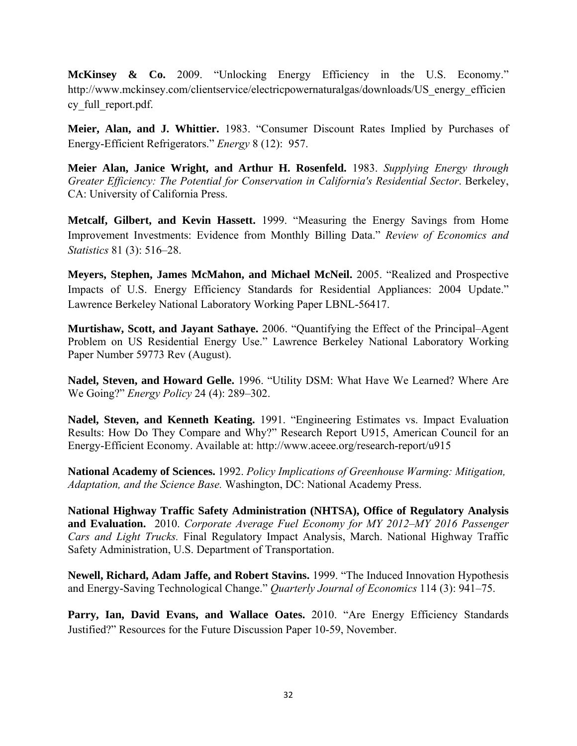**McKinsey & Co.** 2009. "Unlocking Energy Efficiency in the U.S. Economy." http://www.mckinsey.com/clientservice/electricpowernaturalgas/downloads/US_energy_efficiency_full_report.pdf.

**Meier, Alan, and J. Whittier.** 1983. "Consumer Discount Rates Implied by Purchases of Energy-Efficient Refrigerators." *Energy* 8 (12): 957.

**Meier Alan, Janice Wright, and Arthur H. Rosenfeld.** 1983. *Supplying Energy through Greater Efficiency: The Potential for Conservation in California's Residential Sector*. Berkeley, CA: University of California Press.

**Metcalf, Gilbert, and Kevin Hassett.** 1999. "Measuring the Energy Savings from Home Improvement Investments: Evidence from Monthly Billing Data." *Review of Economics and Statistics* 81 (3): 516–28.

**Meyers, Stephen, James McMahon, and Michael McNeil.** 2005. "Realized and Prospective Impacts of U.S. Energy Efficiency Standards for Residential Appliances: 2004 Update." Lawrence Berkeley National Laboratory Working Paper LBNL-56417.

**Murtishaw, Scott, and Jayant Sathaye.** 2006. "Quantifying the Effect of the Principal–Agent Problem on US Residential Energy Use." Lawrence Berkeley National Laboratory Working Paper Number 59773 Rev (August).

**Nadel, Steven, and Howard Gelle.** 1996. "Utility DSM: What Have We Learned? Where Are We Going?" *Energy Policy* 24 (4): 289–302.

**Nadel, Steven, and Kenneth Keating.** 1991. "Engineering Estimates vs. Impact Evaluation Results: How Do They Compare and Why?" Research Report U915, American Council for an Energy-Efficient Economy. Available at: http://www.aceee.org/research-report/u915

**National Academy of Sciences.** 1992. *Policy Implications of Greenhouse Warming: Mitigation, Adaptation, and the Science Base.* Washington, DC: National Academy Press.

**National Highway Traffic Safety Administration (NHTSA), Office of Regulatory Analysis and Evaluation.** 2010. *Corporate Average Fuel Economy for MY 2012–MY 2016 Passenger Cars and Light Trucks.* Final Regulatory Impact Analysis, March. National Highway Traffic Safety Administration, U.S. Department of Transportation.

**Newell, Richard, Adam Jaffe, and Robert Stavins.** 1999. "The Induced Innovation Hypothesis and Energy-Saving Technological Change." *Quarterly Journal of Economics* 114 (3): 941–75.

**Parry, Ian, David Evans, and Wallace Oates.** 2010. "Are Energy Efficiency Standards Justified?" Resources for the Future Discussion Paper 10-59, November.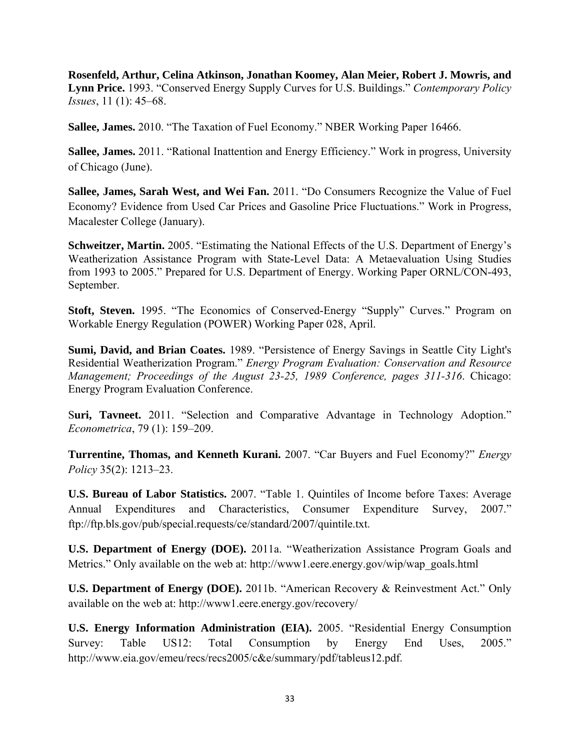**Rosenfeld, Arthur, Celina Atkinson, Jonathan Koomey, Alan Meier, Robert J. Mowris, and Lynn Price.** 1993. "Conserved Energy Supply Curves for U.S. Buildings." *Contemporary Policy Issues*, 11 (1): 45–68.

**Sallee, James.** 2010. "The Taxation of Fuel Economy." NBER Working Paper 16466.

**Sallee, James.** 2011. "Rational Inattention and Energy Efficiency." Work in progress, University of Chicago (June).

**Sallee, James, Sarah West, and Wei Fan.** 2011. "Do Consumers Recognize the Value of Fuel Economy? Evidence from Used Car Prices and Gasoline Price Fluctuations." Work in Progress, Macalester College (January).

**Schweitzer, Martin.** 2005. "Estimating the National Effects of the U.S. Department of Energy's Weatherization Assistance Program with State-Level Data: A Metaevaluation Using Studies from 1993 to 2005." Prepared for U.S. Department of Energy. Working Paper ORNL/CON-493, September.

**Stoft, Steven.** 1995. "The Economics of Conserved-Energy "Supply" Curves." Program on Workable Energy Regulation (POWER) Working Paper 028, April.

**Sumi, David, and Brian Coates.** 1989. "Persistence of Energy Savings in Seattle City Light's Residential Weatherization Program." *Energy Program Evaluation: Conservation and Resource Management; Proceedings of the August 23-25, 1989 Conference, pages 311-316*. Chicago: Energy Program Evaluation Conference.

S**uri, Tavneet.** 2011. "Selection and Comparative Advantage in Technology Adoption." *Econometrica*, 79 (1): 159–209.

**Turrentine, Thomas, and Kenneth Kurani.** 2007. "Car Buyers and Fuel Economy?" *Energy Policy* 35(2): 1213–23.

**U.S. Bureau of Labor Statistics.** 2007. "Table 1. Quintiles of Income before Taxes: Average Annual Expenditures and Characteristics, Consumer Expenditure Survey, 2007." ftp://ftp.bls.gov/pub/special.requests/ce/standard/2007/quintile.txt.

**U.S. Department of Energy (DOE).** 2011a. "Weatherization Assistance Program Goals and Metrics." Only available on the web at: http://www1.eere.energy.gov/wip/wap_goals.html

**U.S. Department of Energy (DOE).** 2011b. "American Recovery & Reinvestment Act." Only available on the web at: http://www1.eere.energy.gov/recovery/

**U.S. Energy Information Administration (EIA).** 2005. "Residential Energy Consumption Survey: Table US12: Total Consumption by Energy End Uses, 2005." http://www.eia.gov/emeu/recs/recs2005/c&e/summary/pdf/tableus12.pdf.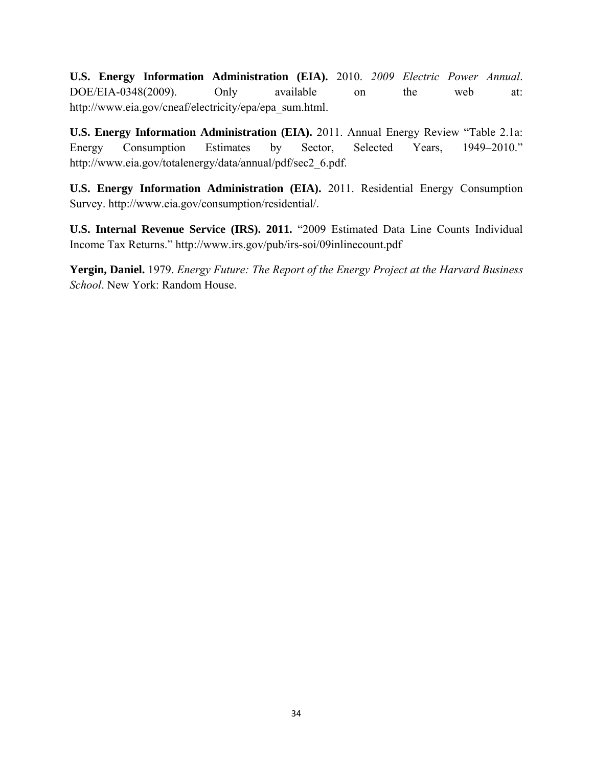**U.S. Energy Information Administration (EIA).** 2010. *2009 Electric Power Annual*. DOE/EIA-0348(2009). Only available on the web at: http://www.eia.gov/cneaf/electricity/epa/epa_sum.html.

**U.S. Energy Information Administration (EIA).** 2011. Annual Energy Review "Table 2.1a: Energy Consumption Estimates by Sector, Selected Years, 1949–2010." http://www.eia.gov/totalenergy/data/annual/pdf/sec2_6.pdf.

**U.S. Energy Information Administration (EIA).** 2011. Residential Energy Consumption Survey. http://www.eia.gov/consumption/residential/.

**U.S. Internal Revenue Service (IRS). 2011.** "2009 Estimated Data Line Counts Individual Income Tax Returns." http://www.irs.gov/pub/irs-soi/09inlinecount.pdf

**Yergin, Daniel.** 1979. *Energy Future: The Report of the Energy Project at the Harvard Business School*. New York: Random House.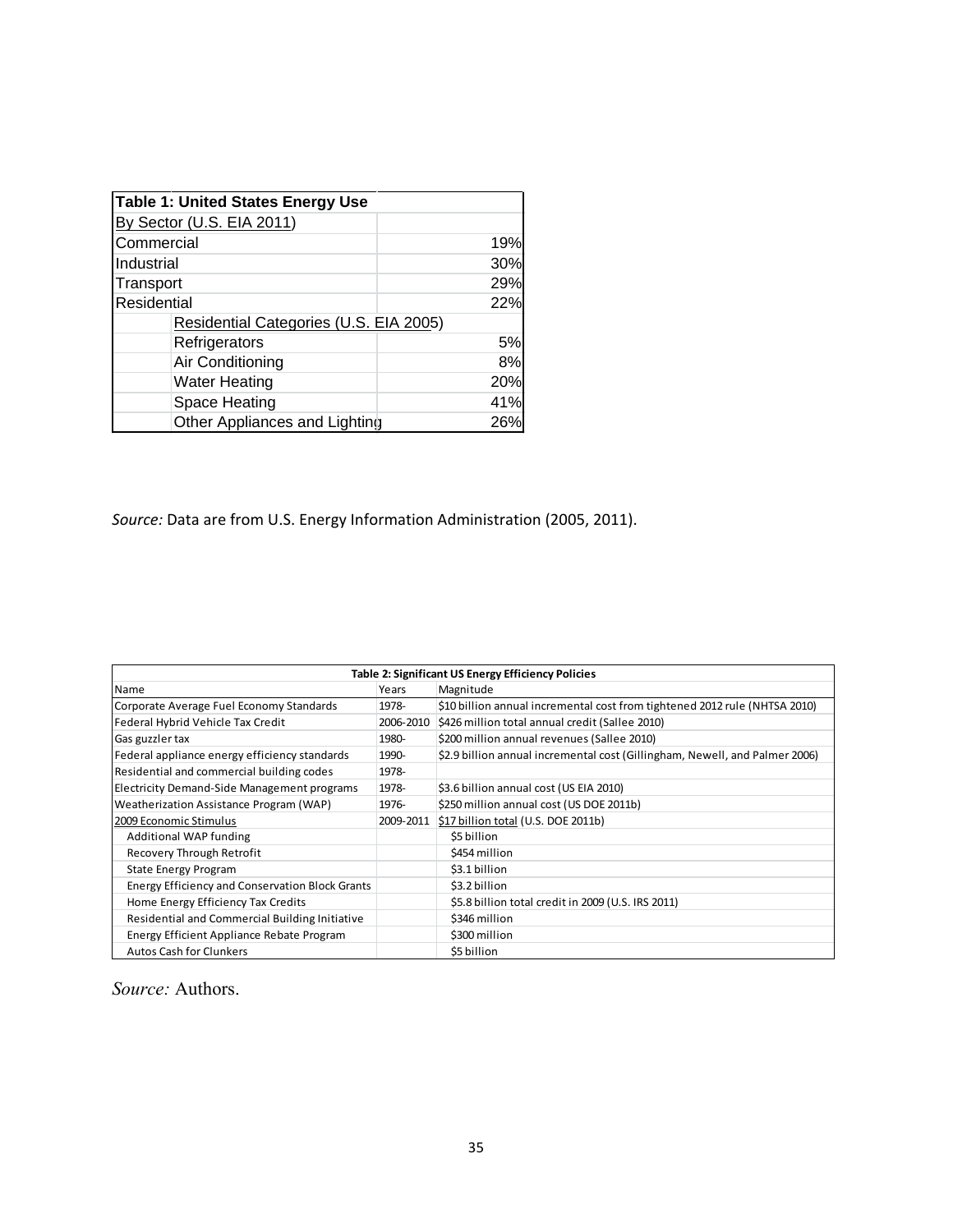| Table 1: United States Energy Use | | |
|---|---|---|
| By Sector (U.S. EIA 2011) | | |
| Commercial | | 19% |
| Industrial | | 30% |
| Transport | | 29% |
| Residential | | 22% |
| | Residential Categories (U.S. EIA 2005) | |
| | Refrigerators | 5% |
| | Air Conditioning | 8% |
| | Water Heating | 20% |
| | Space Heating | 41% |
| | Other Appliances and Lighting | 26% |

*Source:* Data are from U.S. Energy Information Administration (2005, 2011).

| Table 2: Significant US Energy Efficiency Policies | | |
|---|---|---|
| Name | Years | Magnitude |
| Corporate Average Fuel Economy Standards | 1978- | $10 billion annual incremental cost from tightened 2012 rule (NHTSA 2010) |
| Federal Hybrid Vehicle Tax Credit | 2006-2010 | $426 million total annual credit (Sallee 2010) |
| Gas guzzler tax | 1980- | $200 million annual revenues (Sallee 2010) |
| Federal appliance energy efficiency standards | 1990- | $2.9 billion annual incremental cost (Gillingham, Newell, and Palmer 2006) |
| Residential and commercial building codes | 1978- | |
| Electricity Demand-Side Management programs | 1978- | $3.6 billion annual cost (US EIA 2010) |
| Weatherization Assistance Program (WAP) | 1976- | $250 million annual cost (US DOE 2011b) |
| 2009 Economic Stimulus | 2009-2011 | $17 billion total (U.S. DOE 2011b) |
| Additional WAP funding | | $5 billion |
| Recovery Through Retrofit | | $454 million |
| State Energy Program | | $3.1 billion |
| Energy Efficiency and Conservation Block Grants | | $3.2 billion |
| Home Energy Efficiency Tax Credits | | $5.8 billion total credit in 2009 (U.S. IRS 2011) |
| Residential and Commercial Building Initiative | | $346 million |
| Energy Efficient Appliance Rebate Program | | $300 million |
| Autos Cash for Clunkers | | $5 billion |

*Source:* Authors.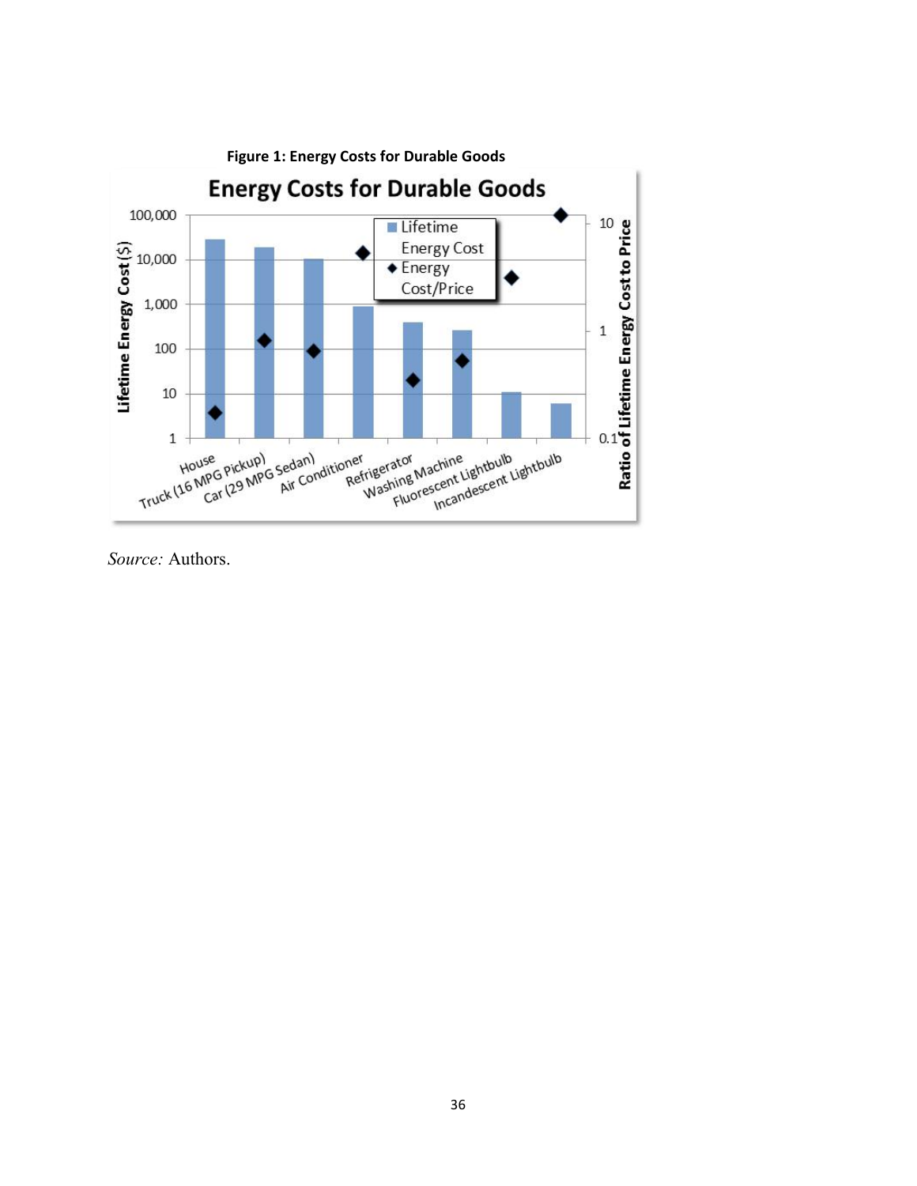**Figure 1: Energy Costs for Durable Goods**

*Source:* Authors.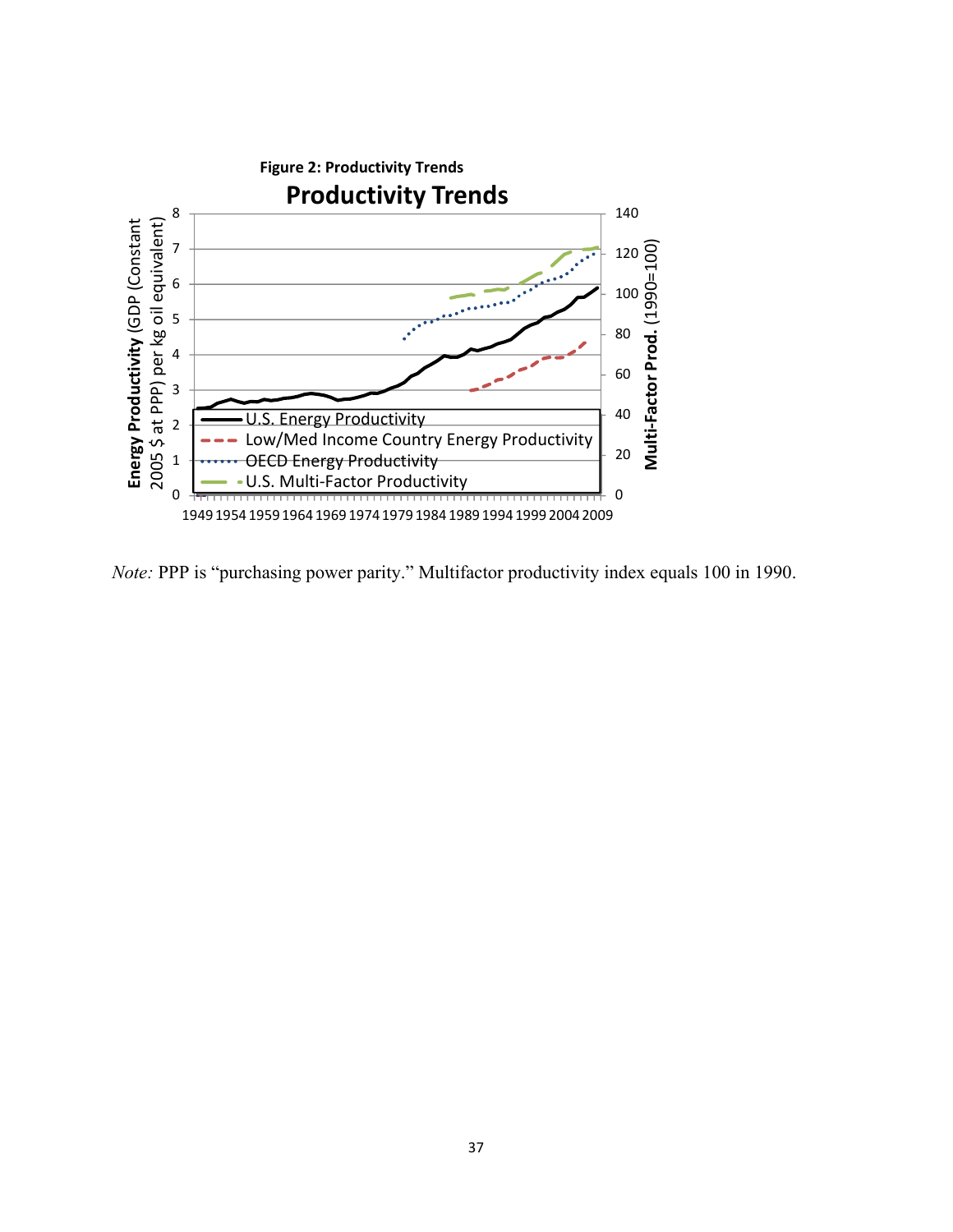**Figure 2: Productivity Trends**

*Note:* PPP is "purchasing power parity." Multifactor productivity index equals 100 in 1990.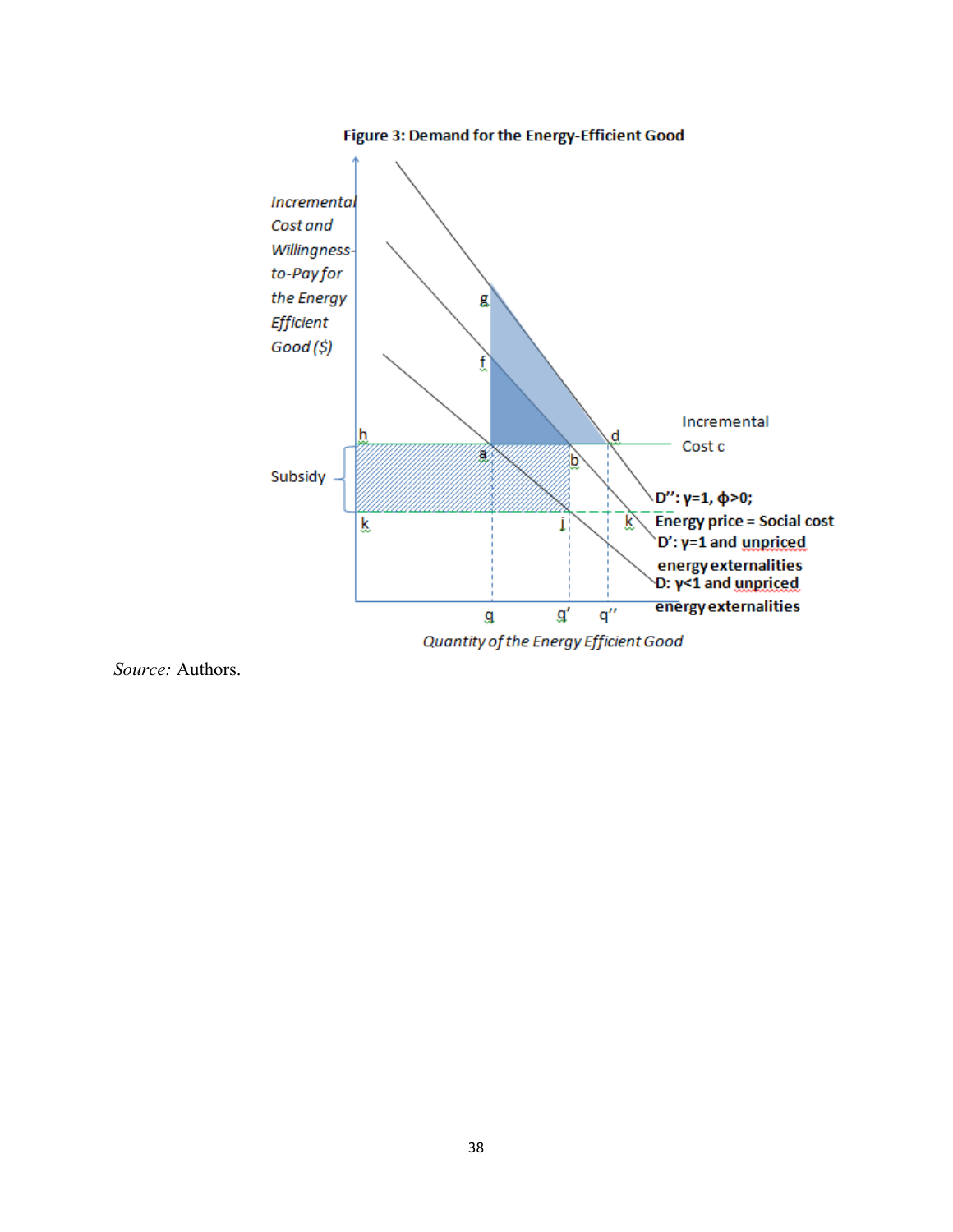**Figure 3: Demand for the Energy-Efficient Good**

Incremental Cost and Willingness-to-Pay for the Energy Efficient Good ($)

g

f

h

a

b

d

Incremental Cost c

Subsidy

k

j

k

D'': $\gamma$=1, $\phi$>0; Energy price = Social cost

D': $\gamma$=1 and unpriced energy externalities

D: $\gamma$<1 and unpriced energy externalities

q

q'

q''

Quantity of the Energy Efficient Good

*Source:* Authors.